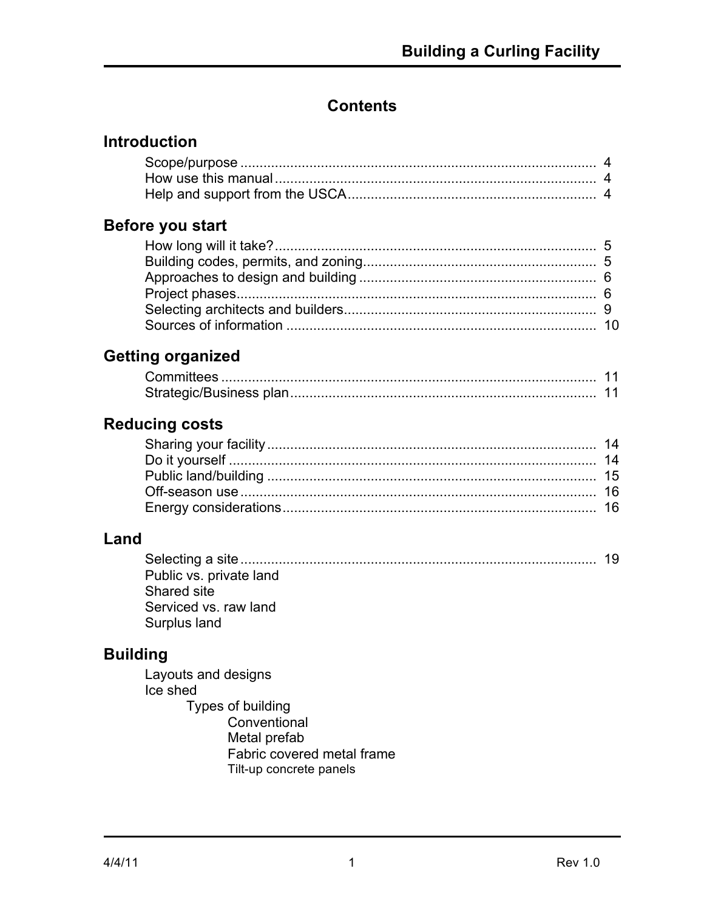# Contents

## Introduction

- Scope/purpose ............ 4
- How use this manual ............ 4
- Help and support from the USCA ............ 4

## Before you start

- How long will it take? ............ 5
- Building codes, permits, and zoning ............ 5
- Approaches to design and building ............ 6
- Project phases ............ 6
- Selecting architects and builders ............ 9
- Sources of information ............ 10

## Getting organized

- Committees ............ 11
- Strategic/Business plan ............ 11

## Reducing costs

- Sharing your facility ............ 14
- Do it yourself ............ 14
- Public land/building ............ 15
- Off-season use ............ 16
- Energy considerations ............ 16

## Land

- Selecting a site ............ 19
- Public vs. private land
- Shared site
- Serviced vs. raw land
- Surplus land

## Building

- Layouts and designs
- Ice shed
  - Types of building
    - Conventional
    - Metal prefab
    - Fabric covered metal frame
    - Tilt-up concrete panels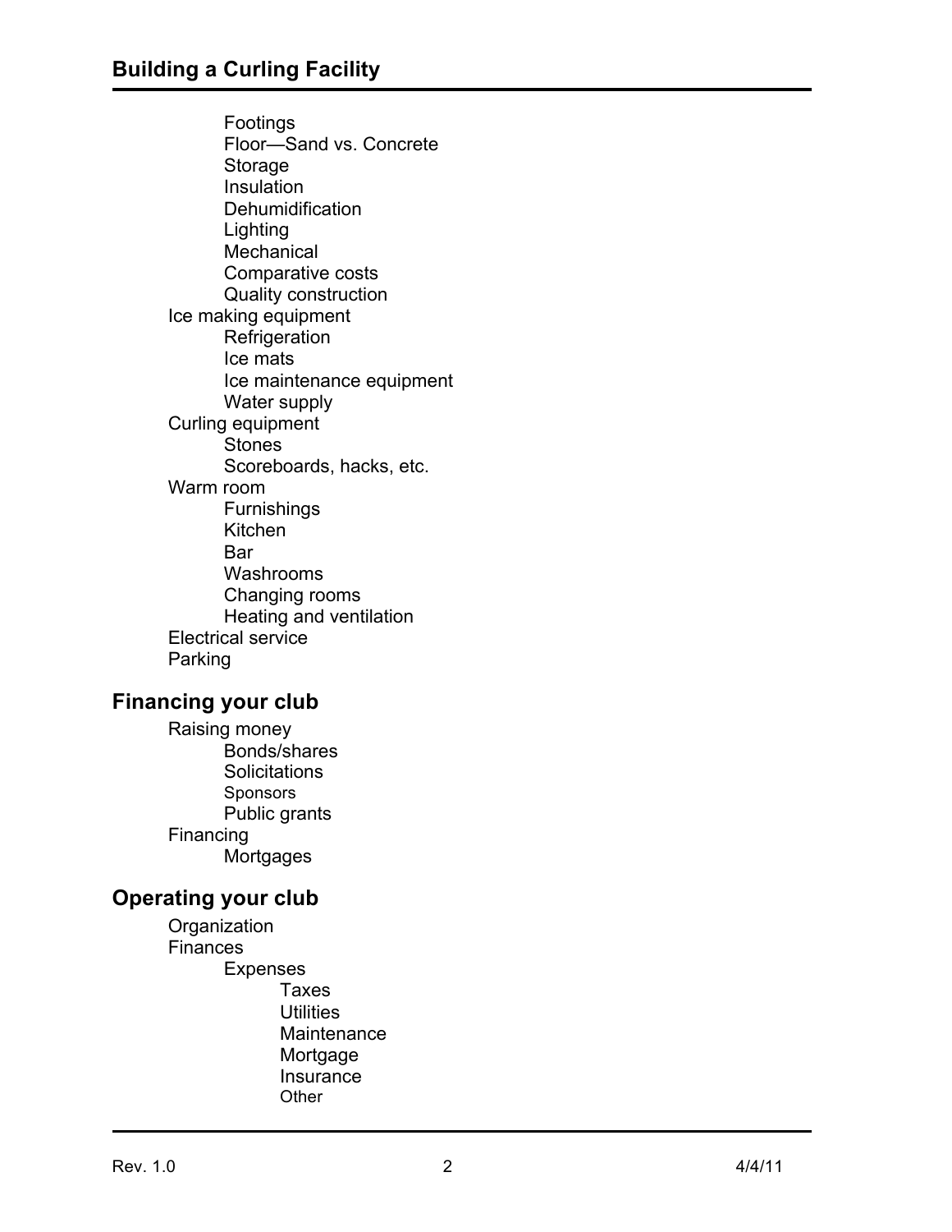- Footings
- Floor—Sand vs. Concrete
- Storage
- Insulation
- Dehumidification
- Lighting
- Mechanical
- Comparative costs
- Quality construction

Ice making equipment

- Refrigeration
- Ice mats
- Ice maintenance equipment
- Water supply

Curling equipment

- Stones
- Scoreboards, hacks, etc.

Warm room

- Furnishings
- Kitchen
- Bar
- Washrooms
- Changing rooms
- Heating and ventilation

Electrical service

Parking

## Financing your club

Raising money

- Bonds/shares
- Solicitations
- Sponsors
- Public grants

Financing

- Mortgages

## Operating your club

Organization

Finances

- Expenses
  - Taxes
  - Utilities
  - Maintenance
  - Mortgage
  - Insurance
  - Other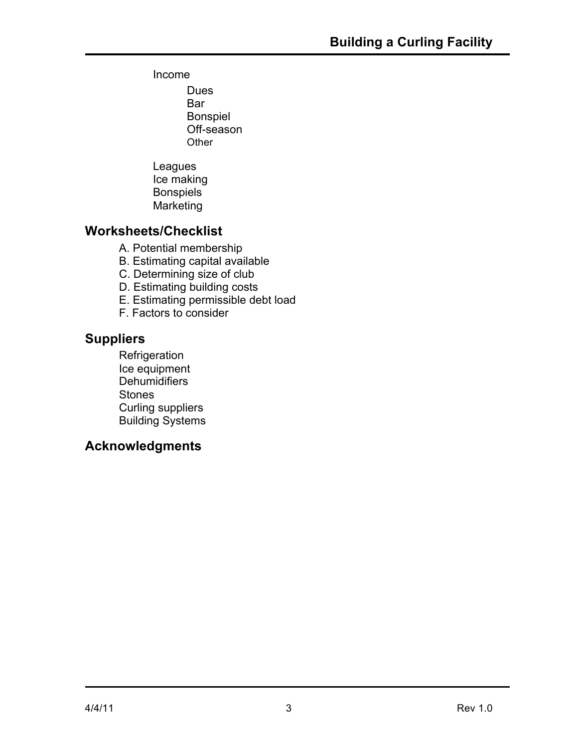- Income
  - Dues
  - Bar
  - Bonspiel
  - Off-season
  - Other
- Leagues
- Ice making
- Bonspiels
- Marketing

## Worksheets/Checklist

A. Potential membership
B. Estimating capital available
C. Determining size of club
D. Estimating building costs
E. Estimating permissible debt load
F. Factors to consider

## Suppliers

- Refrigeration
- Ice equipment
- Dehumidifiers
- Stones
- Curling suppliers
- Building Systems

## Acknowledgments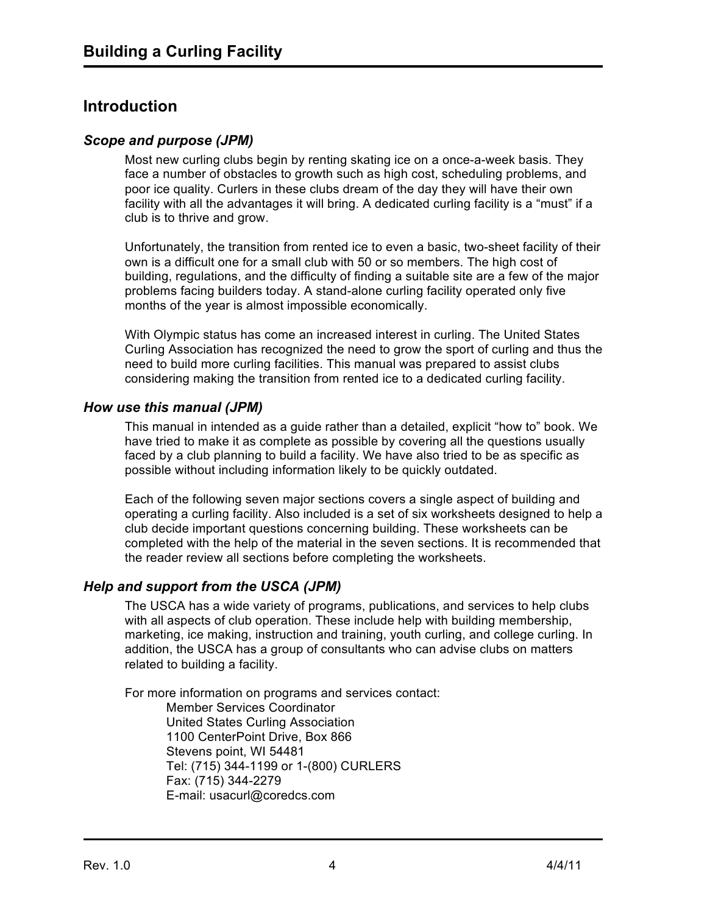## Introduction

### *Scope and purpose (JPM)*

Most new curling clubs begin by renting skating ice on a once-a-week basis. They face a number of obstacles to growth such as high cost, scheduling problems, and poor ice quality. Curlers in these clubs dream of the day they will have their own facility with all the advantages it will bring. A dedicated curling facility is a "must" if a club is to thrive and grow.

Unfortunately, the transition from rented ice to even a basic, two-sheet facility of their own is a difficult one for a small club with 50 or so members. The high cost of building, regulations, and the difficulty of finding a suitable site are a few of the major problems facing builders today. A stand-alone curling facility operated only five months of the year is almost impossible economically.

With Olympic status has come an increased interest in curling. The United States Curling Association has recognized the need to grow the sport of curling and thus the need to build more curling facilities. This manual was prepared to assist clubs considering making the transition from rented ice to a dedicated curling facility.

### *How use this manual (JPM)*

This manual in intended as a guide rather than a detailed, explicit "how to" book. We have tried to make it as complete as possible by covering all the questions usually faced by a club planning to build a facility. We have also tried to be as specific as possible without including information likely to be quickly outdated.

Each of the following seven major sections covers a single aspect of building and operating a curling facility. Also included is a set of six worksheets designed to help a club decide important questions concerning building. These worksheets can be completed with the help of the material in the seven sections. It is recommended that the reader review all sections before completing the worksheets.

### *Help and support from the USCA (JPM)*

The USCA has a wide variety of programs, publications, and services to help clubs with all aspects of club operation. These include help with building membership, marketing, ice making, instruction and training, youth curling, and college curling. In addition, the USCA has a group of consultants who can advise clubs on matters related to building a facility.

For more information on programs and services contact:

Member Services Coordinator  
United States Curling Association  
1100 CenterPoint Drive, Box 866  
Stevens point, WI 54481  
Tel: (715) 344-1199 or 1-(800) CURLERS  
Fax: (715) 344-2279  
E-mail: usacurl@coredcs.com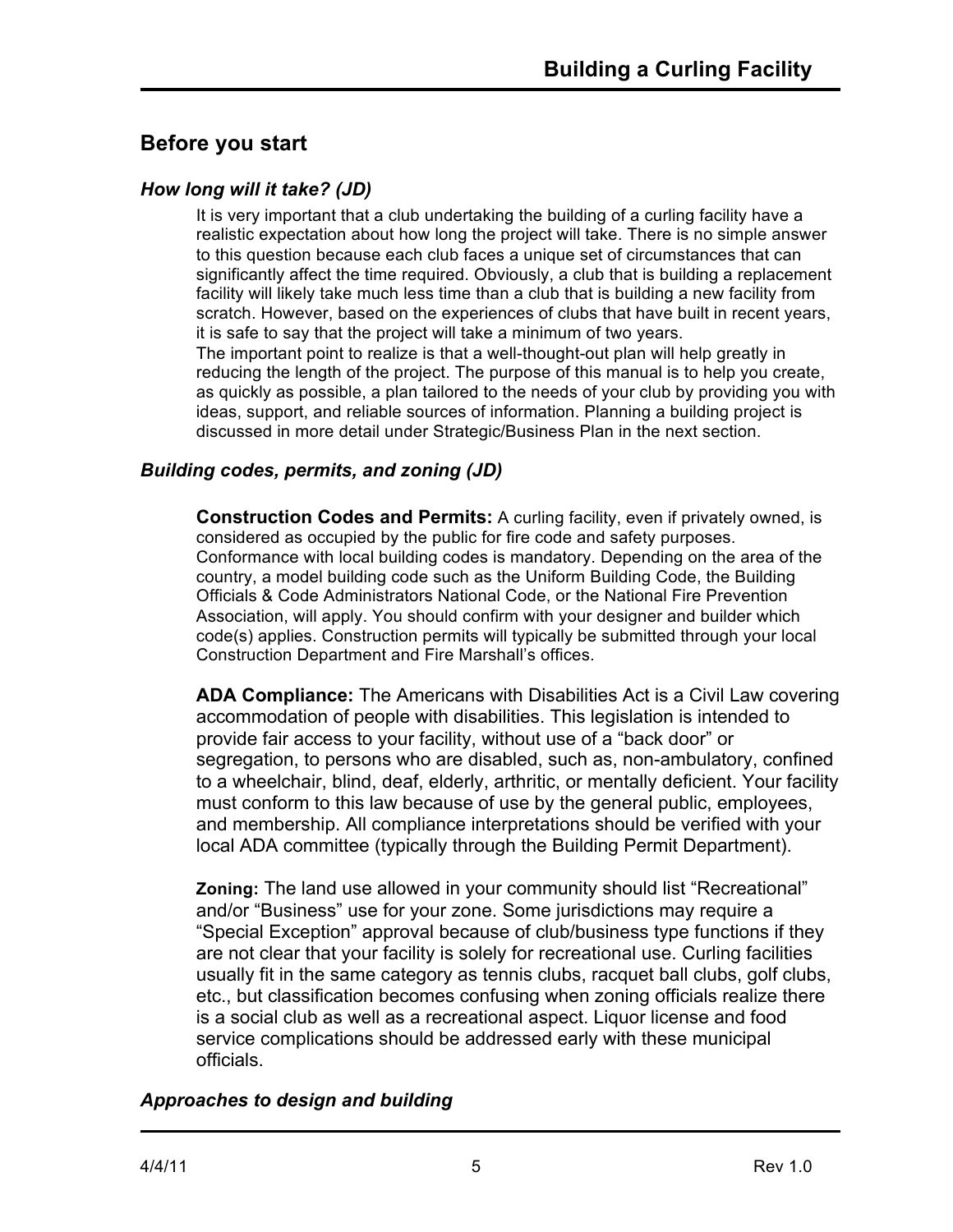## Before you start

### *How long will it take? (JD)*

It is very important that a club undertaking the building of a curling facility have a realistic expectation about how long the project will take. There is no simple answer to this question because each club faces a unique set of circumstances that can significantly affect the time required. Obviously, a club that is building a replacement facility will likely take much less time than a club that is building a new facility from scratch. However, based on the experiences of clubs that have built in recent years, it is safe to say that the project will take a minimum of two years.

The important point to realize is that a well-thought-out plan will help greatly in reducing the length of the project. The purpose of this manual is to help you create, as quickly as possible, a plan tailored to the needs of your club by providing you with ideas, support, and reliable sources of information. Planning a building project is discussed in more detail under Strategic/Business Plan in the next section.

### *Building codes, permits, and zoning (JD)*

**Construction Codes and Permits:** A curling facility, even if privately owned, is considered as occupied by the public for fire code and safety purposes. Conformance with local building codes is mandatory. Depending on the area of the country, a model building code such as the Uniform Building Code, the Building Officials & Code Administrators National Code, or the National Fire Prevention Association, will apply. You should confirm with your designer and builder which code(s) applies. Construction permits will typically be submitted through your local Construction Department and Fire Marshall's offices.

**ADA Compliance:** The Americans with Disabilities Act is a Civil Law covering accommodation of people with disabilities. This legislation is intended to provide fair access to your facility, without use of a "back door" or segregation, to persons who are disabled, such as, non-ambulatory, confined to a wheelchair, blind, deaf, elderly, arthritic, or mentally deficient. Your facility must conform to this law because of use by the general public, employees, and membership. All compliance interpretations should be verified with your local ADA committee (typically through the Building Permit Department).

**Zoning:** The land use allowed in your community should list "Recreational" and/or "Business" use for your zone. Some jurisdictions may require a "Special Exception" approval because of club/business type functions if they are not clear that your facility is solely for recreational use. Curling facilities usually fit in the same category as tennis clubs, racquet ball clubs, golf clubs, etc., but classification becomes confusing when zoning officials realize there is a social club as well as a recreational aspect. Liquor license and food service complications should be addressed early with these municipal officials.

### *Approaches to design and building*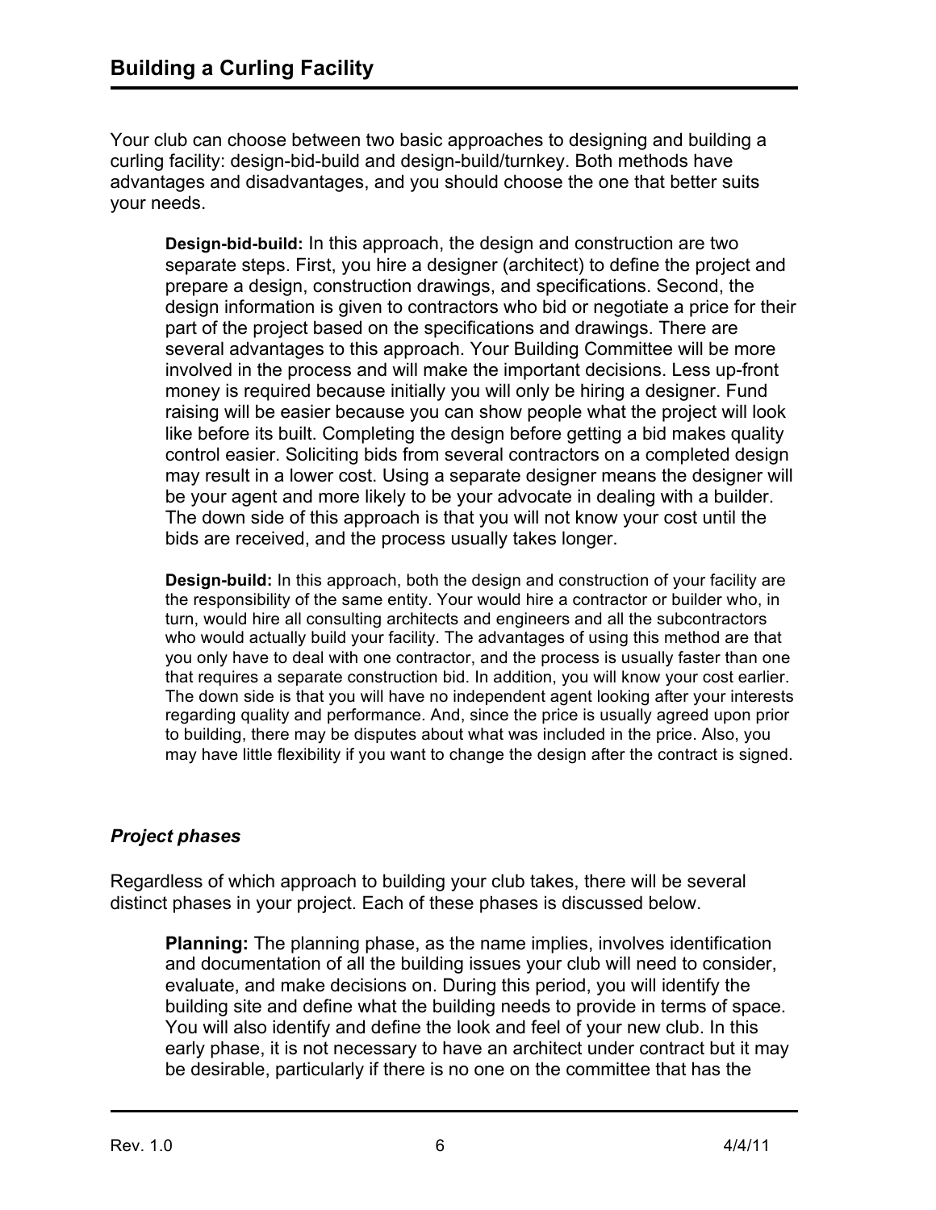Your club can choose between two basic approaches to designing and building a curling facility: design-bid-build and design-build/turnkey. Both methods have advantages and disadvantages, and you should choose the one that better suits your needs.

> **Design-bid-build:** In this approach, the design and construction are two separate steps. First, you hire a designer (architect) to define the project and prepare a design, construction drawings, and specifications. Second, the design information is given to contractors who bid or negotiate a price for their part of the project based on the specifications and drawings. There are several advantages to this approach. Your Building Committee will be more involved in the process and will make the important decisions. Less up-front money is required because initially you will only be hiring a designer. Fund raising will be easier because you can show people what the project will look like before its built. Completing the design before getting a bid makes quality control easier. Soliciting bids from several contractors on a completed design may result in a lower cost. Using a separate designer means the designer will be your agent and more likely to be your advocate in dealing with a builder. The down side of this approach is that you will not know your cost until the bids are received, and the process usually takes longer.
>
> **Design-build:** In this approach, both the design and construction of your facility are the responsibility of the same entity. Your would hire a contractor or builder who, in turn, would hire all consulting architects and engineers and all the subcontractors who would actually build your facility. The advantages of using this method are that you only have to deal with one contractor, and the process is usually faster than one that requires a separate construction bid. In addition, you will know your cost earlier. The down side is that you will have no independent agent looking after your interests regarding quality and performance. And, since the price is usually agreed upon prior to building, there may be disputes about what was included in the price. Also, you may have little flexibility if you want to change the design after the contract is signed.

### *Project phases*

Regardless of which approach to building your club takes, there will be several distinct phases in your project. Each of these phases is discussed below.

> **Planning:** The planning phase, as the name implies, involves identification and documentation of all the building issues your club will need to consider, evaluate, and make decisions on. During this period, you will identify the building site and define what the building needs to provide in terms of space. You will also identify and define the look and feel of your new club. In this early phase, it is not necessary to have an architect under contract but it may be desirable, particularly if there is no one on the committee that has the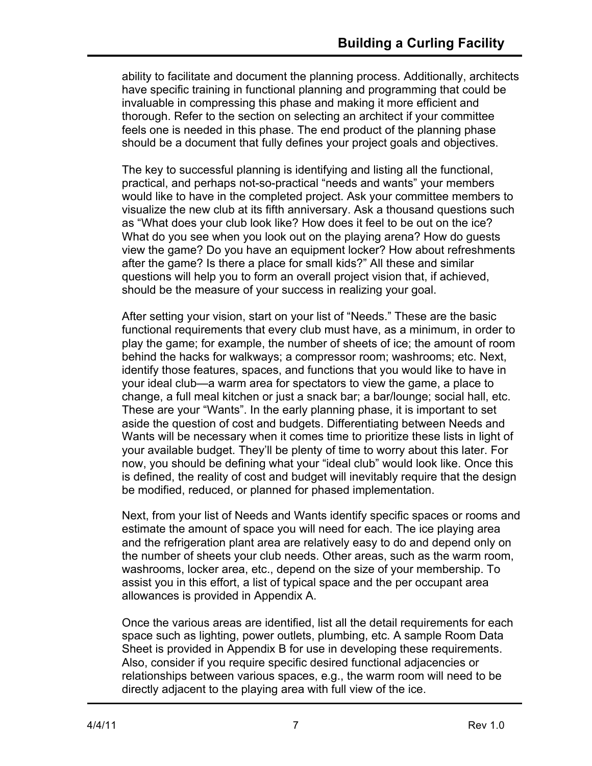ability to facilitate and document the planning process. Additionally, architects have specific training in functional planning and programming that could be invaluable in compressing this phase and making it more efficient and thorough. Refer to the section on selecting an architect if your committee feels one is needed in this phase. The end product of the planning phase should be a document that fully defines your project goals and objectives.

The key to successful planning is identifying and listing all the functional, practical, and perhaps not-so-practical "needs and wants" your members would like to have in the completed project. Ask your committee members to visualize the new club at its fifth anniversary. Ask a thousand questions such as "What does your club look like? How does it feel to be out on the ice? What do you see when you look out on the playing arena? How do guests view the game? Do you have an equipment locker? How about refreshments after the game? Is there a place for small kids?" All these and similar questions will help you to form an overall project vision that, if achieved, should be the measure of your success in realizing your goal.

After setting your vision, start on your list of "Needs." These are the basic functional requirements that every club must have, as a minimum, in order to play the game; for example, the number of sheets of ice; the amount of room behind the hacks for walkways; a compressor room; washrooms; etc. Next, identify those features, spaces, and functions that you would like to have in your ideal club—a warm area for spectators to view the game, a place to change, a full meal kitchen or just a snack bar; a bar/lounge; social hall, etc. These are your "Wants". In the early planning phase, it is important to set aside the question of cost and budgets. Differentiating between Needs and Wants will be necessary when it comes time to prioritize these lists in light of your available budget. They'll be plenty of time to worry about this later. For now, you should be defining what your "ideal club" would look like. Once this is defined, the reality of cost and budget will inevitably require that the design be modified, reduced, or planned for phased implementation.

Next, from your list of Needs and Wants identify specific spaces or rooms and estimate the amount of space you will need for each. The ice playing area and the refrigeration plant area are relatively easy to do and depend only on the number of sheets your club needs. Other areas, such as the warm room, washrooms, locker area, etc., depend on the size of your membership. To assist you in this effort, a list of typical space and the per occupant area allowances is provided in Appendix A.

Once the various areas are identified, list all the detail requirements for each space such as lighting, power outlets, plumbing, etc. A sample Room Data Sheet is provided in Appendix B for use in developing these requirements. Also, consider if you require specific desired functional adjacencies or relationships between various spaces, e.g., the warm room will need to be directly adjacent to the playing area with full view of the ice.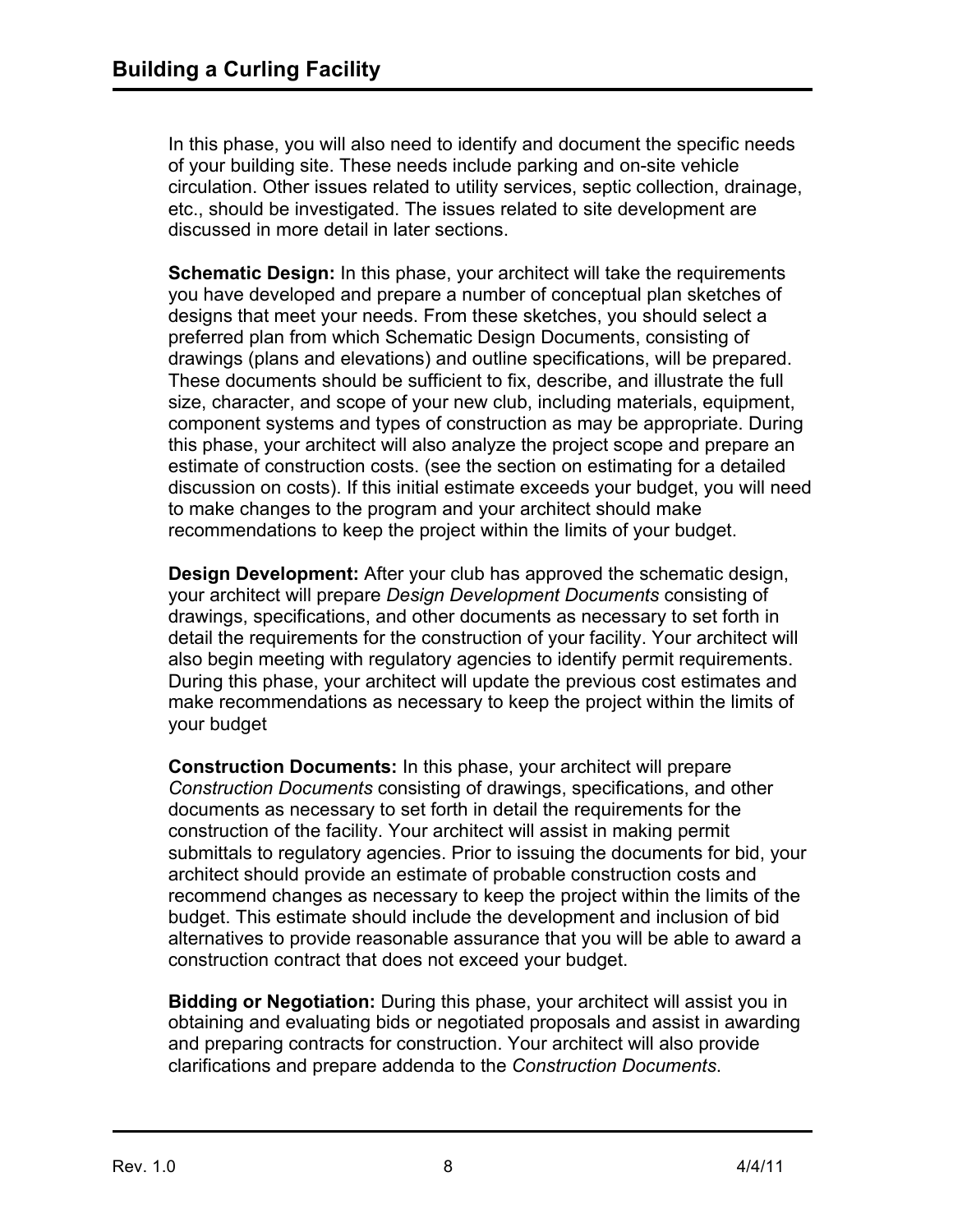In this phase, you will also need to identify and document the specific needs of your building site. These needs include parking and on-site vehicle circulation. Other issues related to utility services, septic collection, drainage, etc., should be investigated. The issues related to site development are discussed in more detail in later sections.

**Schematic Design:** In this phase, your architect will take the requirements you have developed and prepare a number of conceptual plan sketches of designs that meet your needs. From these sketches, you should select a preferred plan from which Schematic Design Documents, consisting of drawings (plans and elevations) and outline specifications, will be prepared. These documents should be sufficient to fix, describe, and illustrate the full size, character, and scope of your new club, including materials, equipment, component systems and types of construction as may be appropriate. During this phase, your architect will also analyze the project scope and prepare an estimate of construction costs. (see the section on estimating for a detailed discussion on costs). If this initial estimate exceeds your budget, you will need to make changes to the program and your architect should make recommendations to keep the project within the limits of your budget.

**Design Development:** After your club has approved the schematic design, your architect will prepare *Design Development Documents* consisting of drawings, specifications, and other documents as necessary to set forth in detail the requirements for the construction of your facility. Your architect will also begin meeting with regulatory agencies to identify permit requirements. During this phase, your architect will update the previous cost estimates and make recommendations as necessary to keep the project within the limits of your budget

**Construction Documents:** In this phase, your architect will prepare *Construction Documents* consisting of drawings, specifications, and other documents as necessary to set forth in detail the requirements for the construction of the facility. Your architect will assist in making permit submittals to regulatory agencies. Prior to issuing the documents for bid, your architect should provide an estimate of probable construction costs and recommend changes as necessary to keep the project within the limits of the budget. This estimate should include the development and inclusion of bid alternatives to provide reasonable assurance that you will be able to award a construction contract that does not exceed your budget.

**Bidding or Negotiation:** During this phase, your architect will assist you in obtaining and evaluating bids or negotiated proposals and assist in awarding and preparing contracts for construction. Your architect will also provide clarifications and prepare addenda to the *Construction Documents*.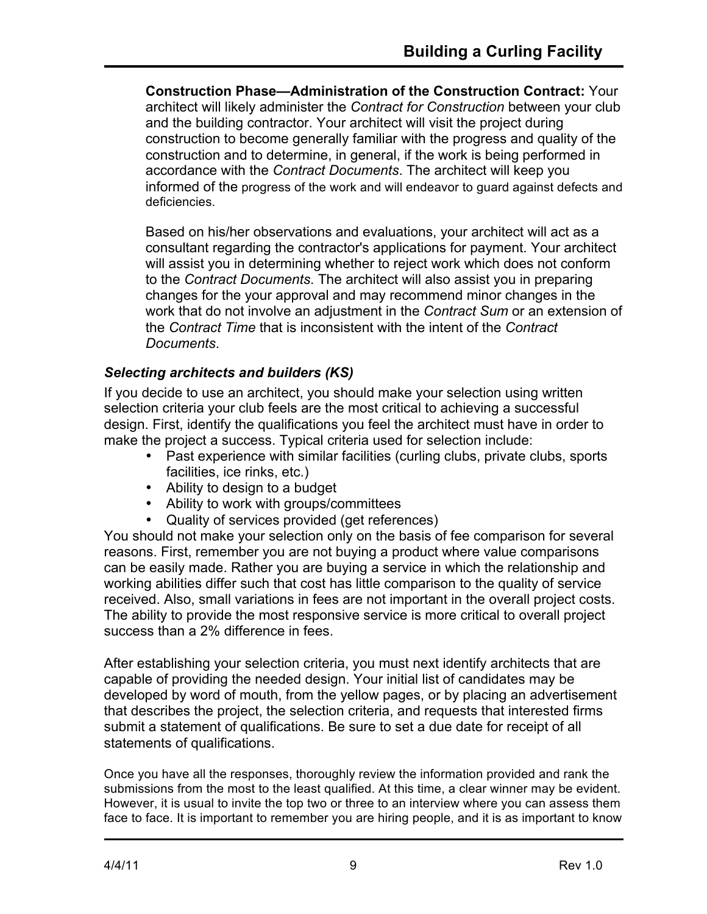**Construction Phase—Administration of the Construction Contract:** Your architect will likely administer the *Contract for Construction* between your club and the building contractor. Your architect will visit the project during construction to become generally familiar with the progress and quality of the construction and to determine, in general, if the work is being performed in accordance with the *Contract Documents*. The architect will keep you informed of the progress of the work and will endeavor to guard against defects and deficiencies.

Based on his/her observations and evaluations, your architect will act as a consultant regarding the contractor's applications for payment. Your architect will assist you in determining whether to reject work which does not conform to the *Contract Documents*. The architect will also assist you in preparing changes for the your approval and may recommend minor changes in the work that do not involve an adjustment in the *Contract Sum* or an extension of the *Contract Time* that is inconsistent with the intent of the *Contract Documents*.

### *Selecting architects and builders (KS)*

If you decide to use an architect, you should make your selection using written selection criteria your club feels are the most critical to achieving a successful design. First, identify the qualifications you feel the architect must have in order to make the project a success. Typical criteria used for selection include:

- Past experience with similar facilities (curling clubs, private clubs, sports facilities, ice rinks, etc.)
- Ability to design to a budget
- Ability to work with groups/committees
- Quality of services provided (get references)

You should not make your selection only on the basis of fee comparison for several reasons. First, remember you are not buying a product where value comparisons can be easily made. Rather you are buying a service in which the relationship and working abilities differ such that cost has little comparison to the quality of service received. Also, small variations in fees are not important in the overall project costs. The ability to provide the most responsive service is more critical to overall project success than a 2% difference in fees.

After establishing your selection criteria, you must next identify architects that are capable of providing the needed design. Your initial list of candidates may be developed by word of mouth, from the yellow pages, or by placing an advertisement that describes the project, the selection criteria, and requests that interested firms submit a statement of qualifications. Be sure to set a due date for receipt of all statements of qualifications.

Once you have all the responses, thoroughly review the information provided and rank the submissions from the most to the least qualified. At this time, a clear winner may be evident. However, it is usual to invite the top two or three to an interview where you can assess them face to face. It is important to remember you are hiring people, and it is as important to know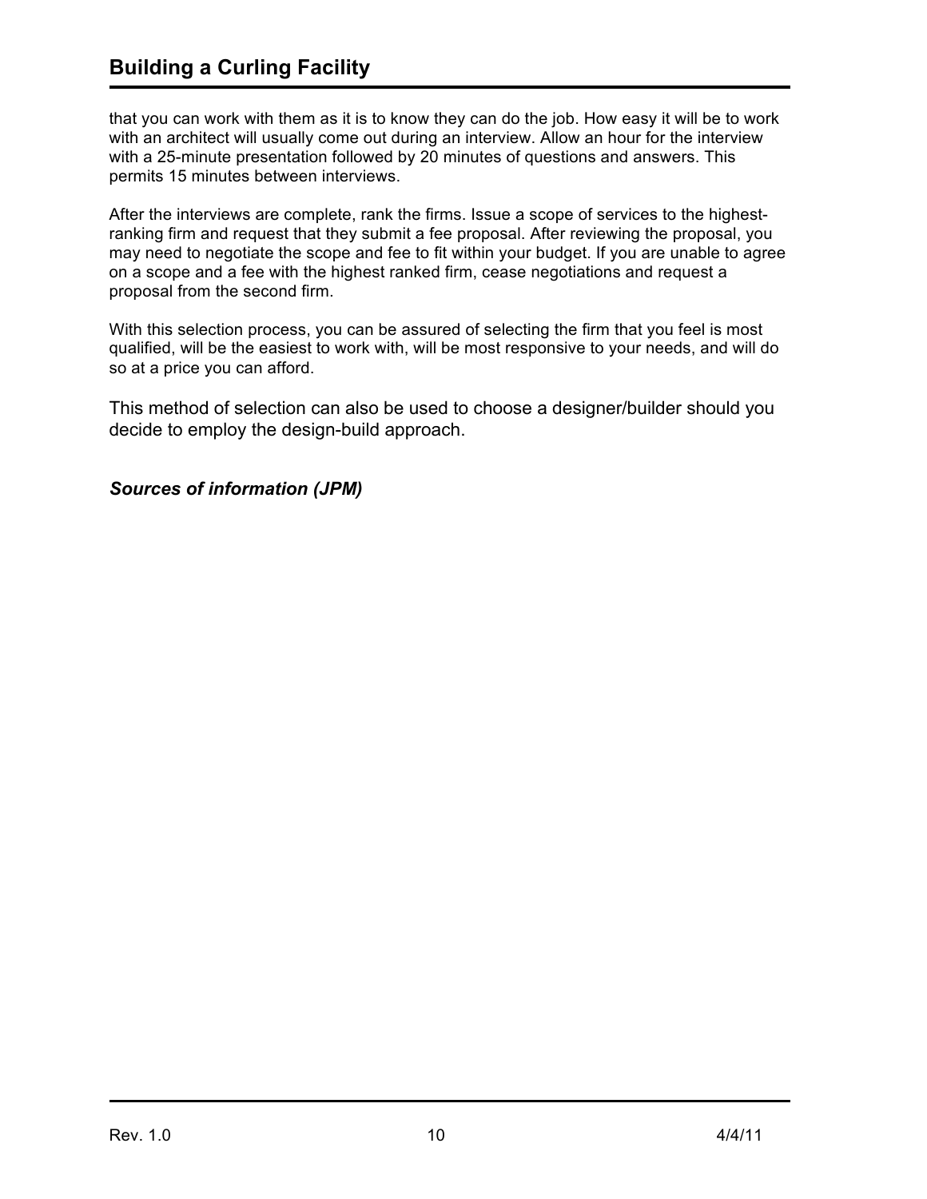that you can work with them as it is to know they can do the job. How easy it will be to work with an architect will usually come out during an interview. Allow an hour for the interview with a 25-minute presentation followed by 20 minutes of questions and answers. This permits 15 minutes between interviews.

After the interviews are complete, rank the firms. Issue a scope of services to the highest-ranking firm and request that they submit a fee proposal. After reviewing the proposal, you may need to negotiate the scope and fee to fit within your budget. If you are unable to agree on a scope and a fee with the highest ranked firm, cease negotiations and request a proposal from the second firm.

With this selection process, you can be assured of selecting the firm that you feel is most qualified, will be the easiest to work with, will be most responsive to your needs, and will do so at a price you can afford.

This method of selection can also be used to choose a designer/builder should you decide to employ the design-build approach.

***Sources of information (JPM)***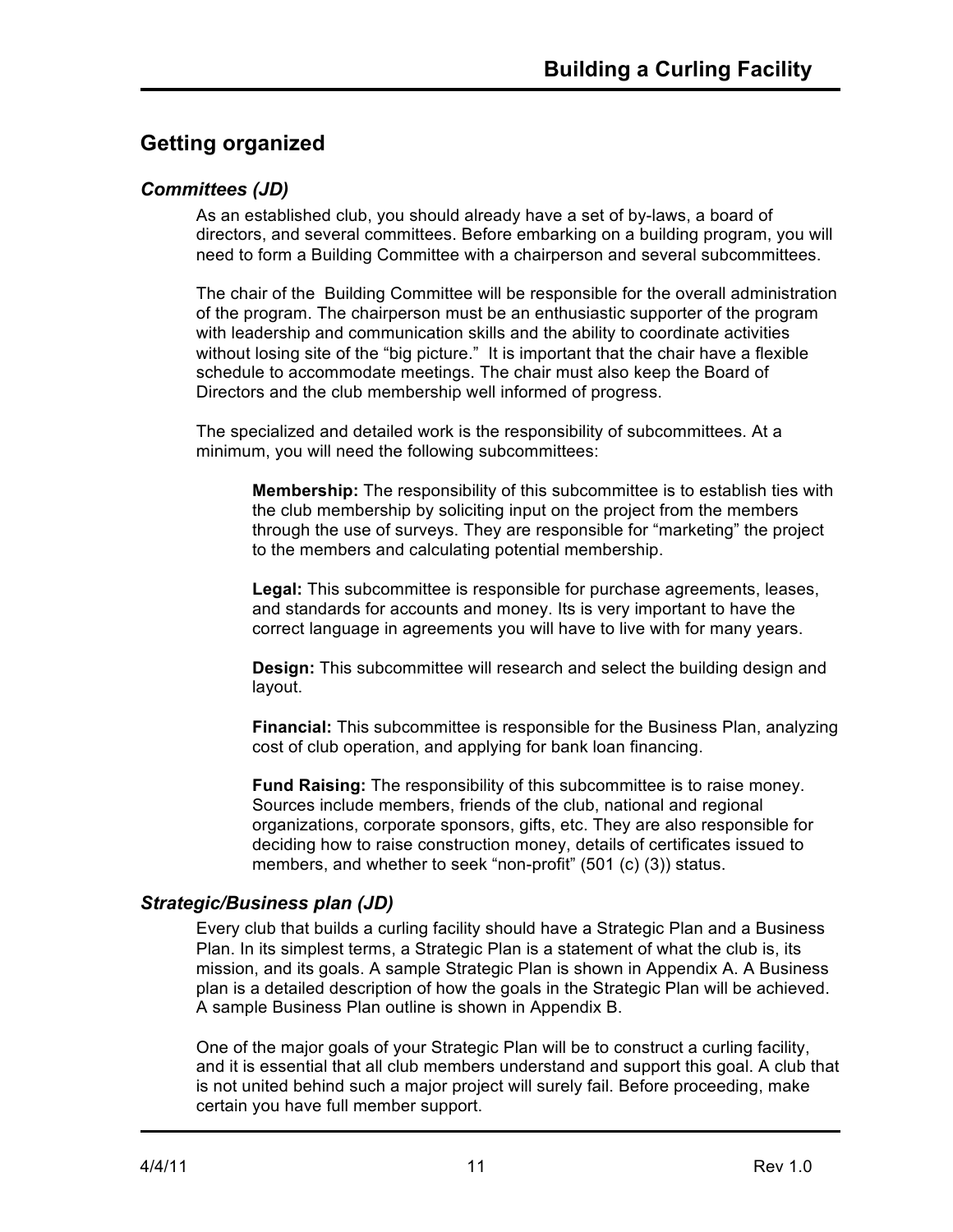## Getting organized

### *Committees (JD)*

As an established club, you should already have a set of by-laws, a board of directors, and several committees. Before embarking on a building program, you will need to form a Building Committee with a chairperson and several subcommittees.

The chair of the Building Committee will be responsible for the overall administration of the program. The chairperson must be an enthusiastic supporter of the program with leadership and communication skills and the ability to coordinate activities without losing site of the "big picture." It is important that the chair have a flexible schedule to accommodate meetings. The chair must also keep the Board of Directors and the club membership well informed of progress.

The specialized and detailed work is the responsibility of subcommittees. At a minimum, you will need the following subcommittees:

**Membership:** The responsibility of this subcommittee is to establish ties with the club membership by soliciting input on the project from the members through the use of surveys. They are responsible for "marketing" the project to the members and calculating potential membership.

**Legal:** This subcommittee is responsible for purchase agreements, leases, and standards for accounts and money. Its is very important to have the correct language in agreements you will have to live with for many years.

**Design:** This subcommittee will research and select the building design and layout.

**Financial:** This subcommittee is responsible for the Business Plan, analyzing cost of club operation, and applying for bank loan financing.

**Fund Raising:** The responsibility of this subcommittee is to raise money. Sources include members, friends of the club, national and regional organizations, corporate sponsors, gifts, etc. They are also responsible for deciding how to raise construction money, details of certificates issued to members, and whether to seek "non-profit" (501 (c) (3)) status.

### *Strategic/Business plan (JD)*

Every club that builds a curling facility should have a Strategic Plan and a Business Plan. In its simplest terms, a Strategic Plan is a statement of what the club is, its mission, and its goals. A sample Strategic Plan is shown in Appendix A. A Business plan is a detailed description of how the goals in the Strategic Plan will be achieved. A sample Business Plan outline is shown in Appendix B.

One of the major goals of your Strategic Plan will be to construct a curling facility, and it is essential that all club members understand and support this goal. A club that is not united behind such a major project will surely fail. Before proceeding, make certain you have full member support.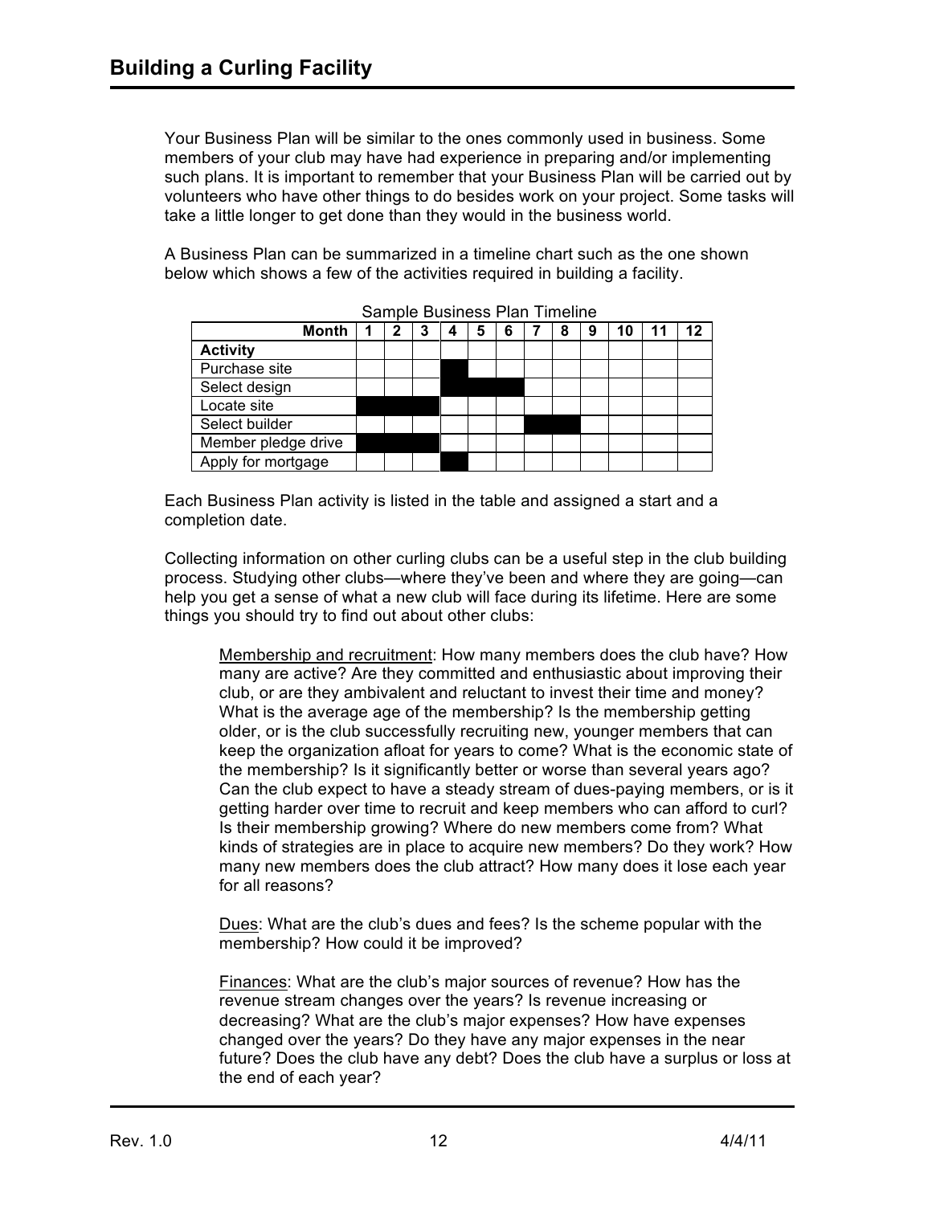Your Business Plan will be similar to the ones commonly used in business. Some members of your club may have had experience in preparing and/or implementing such plans. It is important to remember that your Business Plan will be carried out by volunteers who have other things to do besides work on your project. Some tasks will take a little longer to get done than they would in the business world.

A Business Plan can be summarized in a timeline chart such as the one shown below which shows a few of the activities required in building a facility.

Sample Business Plan Timeline

| Month | 1 | 2 | 3 | 4 | 5 | 6 | 7 | 8 | 9 | 10 | 11 | 12 |
|---|---|---|---|---|---|---|---|---|---|---|---|---|
| **Activity** | | | | | | | | | | | | |
| Purchase site | | | | ■ | | | | | | | | |
| Select design | | | | ■ | ■ | ■ | | | | | | |
| Locate site | ■ | ■ | ■ | | | | | | | | | |
| Select builder | | | | | | | ■ | ■ | | | | |
| Member pledge drive | ■ | ■ | ■ | | | | | | | | | |
| Apply for mortgage | | | | ■ | | | | | | | | |

Each Business Plan activity is listed in the table and assigned a start and a completion date.

Collecting information on other curling clubs can be a useful step in the club building process. Studying other clubs—where they've been and where they are going—can help you get a sense of what a new club will face during its lifetime. Here are some things you should try to find out about other clubs:

> Membership and recruitment: How many members does the club have? How many are active? Are they committed and enthusiastic about improving their club, or are they ambivalent and reluctant to invest their time and money? What is the average age of the membership? Is the membership getting older, or is the club successfully recruiting new, younger members that can keep the organization afloat for years to come? What is the economic state of the membership? Is it significantly better or worse than several years ago? Can the club expect to have a steady stream of dues-paying members, or is it getting harder over time to recruit and keep members who can afford to curl? Is their membership growing? Where do new members come from? What kinds of strategies are in place to acquire new members? Do they work? How many new members does the club attract? How many does it lose each year for all reasons?
>
> Dues: What are the club's dues and fees? Is the scheme popular with the membership? How could it be improved?
>
> Finances: What are the club's major sources of revenue? How has the revenue stream changes over the years? Is revenue increasing or decreasing? What are the club's major expenses? How have expenses changed over the years? Do they have any major expenses in the near future? Does the club have any debt? Does the club have a surplus or loss at the end of each year?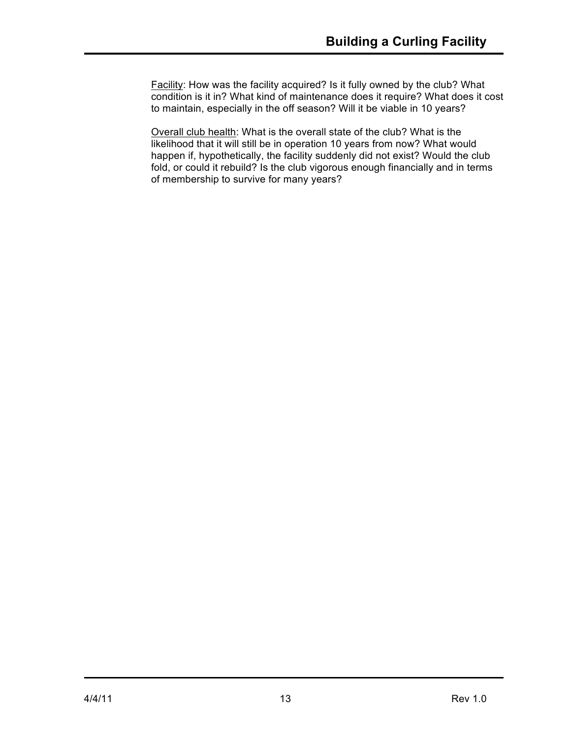<u>Facility</u>: How was the facility acquired? Is it fully owned by the club? What condition is it in? What kind of maintenance does it require? What does it cost to maintain, especially in the off season? Will it be viable in 10 years?

<u>Overall club health</u>: What is the overall state of the club? What is the likelihood that it will still be in operation 10 years from now? What would happen if, hypothetically, the facility suddenly did not exist? Would the club fold, or could it rebuild? Is the club vigorous enough financially and in terms of membership to survive for many years?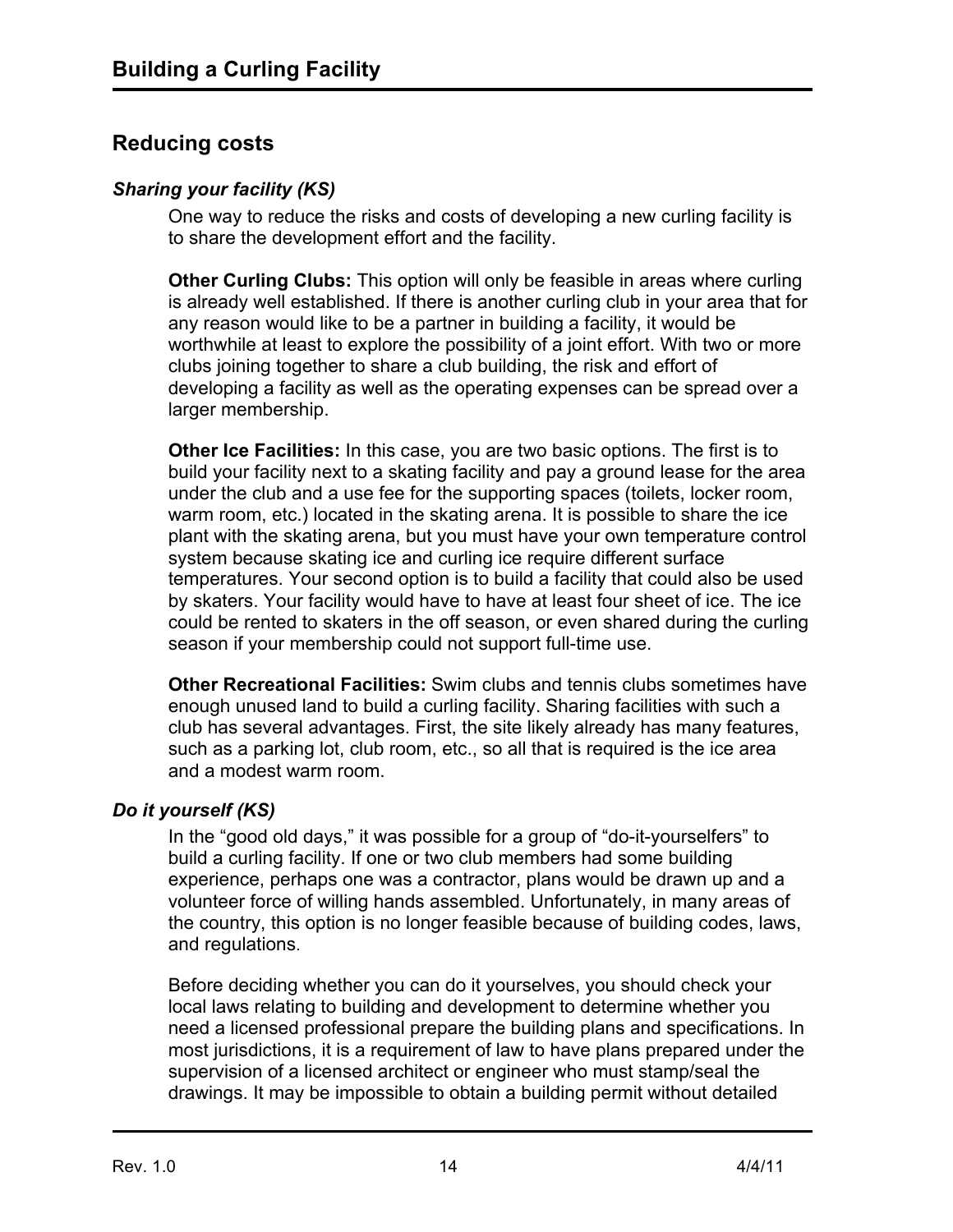## Reducing costs

### *Sharing your facility (KS)*

One way to reduce the risks and costs of developing a new curling facility is to share the development effort and the facility.

**Other Curling Clubs:** This option will only be feasible in areas where curling is already well established. If there is another curling club in your area that for any reason would like to be a partner in building a facility, it would be worthwhile at least to explore the possibility of a joint effort. With two or more clubs joining together to share a club building, the risk and effort of developing a facility as well as the operating expenses can be spread over a larger membership.

**Other Ice Facilities:** In this case, you are two basic options. The first is to build your facility next to a skating facility and pay a ground lease for the area under the club and a use fee for the supporting spaces (toilets, locker room, warm room, etc.) located in the skating arena. It is possible to share the ice plant with the skating arena, but you must have your own temperature control system because skating ice and curling ice require different surface temperatures. Your second option is to build a facility that could also be used by skaters. Your facility would have to have at least four sheet of ice. The ice could be rented to skaters in the off season, or even shared during the curling season if your membership could not support full-time use.

**Other Recreational Facilities:** Swim clubs and tennis clubs sometimes have enough unused land to build a curling facility. Sharing facilities with such a club has several advantages. First, the site likely already has many features, such as a parking lot, club room, etc., so all that is required is the ice area and a modest warm room.

### *Do it yourself (KS)*

In the "good old days," it was possible for a group of "do-it-yourselfers" to build a curling facility. If one or two club members had some building experience, perhaps one was a contractor, plans would be drawn up and a volunteer force of willing hands assembled. Unfortunately, in many areas of the country, this option is no longer feasible because of building codes, laws, and regulations.

Before deciding whether you can do it yourselves, you should check your local laws relating to building and development to determine whether you need a licensed professional prepare the building plans and specifications. In most jurisdictions, it is a requirement of law to have plans prepared under the supervision of a licensed architect or engineer who must stamp/seal the drawings. It may be impossible to obtain a building permit without detailed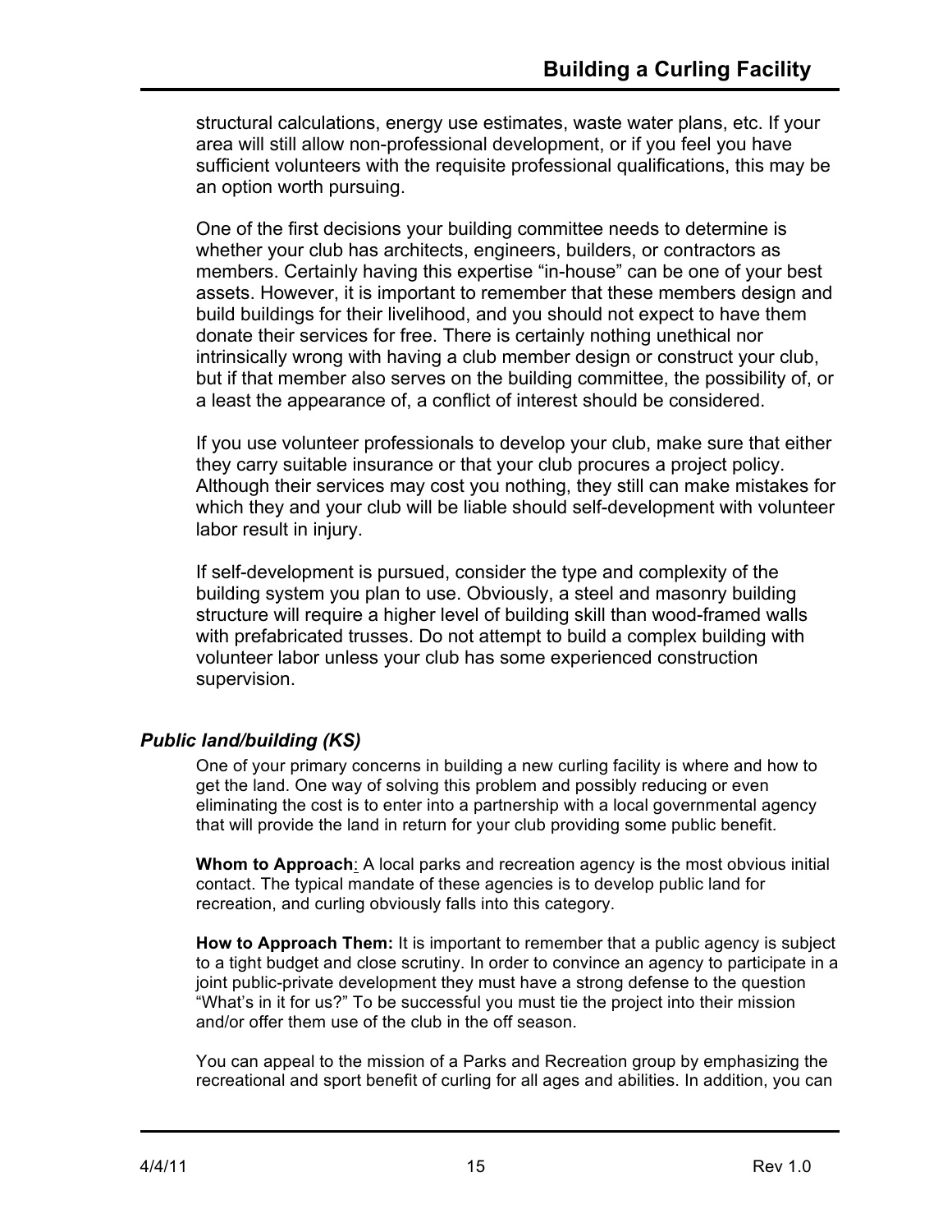structural calculations, energy use estimates, waste water plans, etc. If your area will still allow non-professional development, or if you feel you have sufficient volunteers with the requisite professional qualifications, this may be an option worth pursuing.

One of the first decisions your building committee needs to determine is whether your club has architects, engineers, builders, or contractors as members. Certainly having this expertise "in-house" can be one of your best assets. However, it is important to remember that these members design and build buildings for their livelihood, and you should not expect to have them donate their services for free. There is certainly nothing unethical nor intrinsically wrong with having a club member design or construct your club, but if that member also serves on the building committee, the possibility of, or a least the appearance of, a conflict of interest should be considered.

If you use volunteer professionals to develop your club, make sure that either they carry suitable insurance or that your club procures a project policy. Although their services may cost you nothing, they still can make mistakes for which they and your club will be liable should self-development with volunteer labor result in injury.

If self-development is pursued, consider the type and complexity of the building system you plan to use. Obviously, a steel and masonry building structure will require a higher level of building skill than wood-framed walls with prefabricated trusses. Do not attempt to build a complex building with volunteer labor unless your club has some experienced construction supervision.

### *Public land/building (KS)*

One of your primary concerns in building a new curling facility is where and how to get the land. One way of solving this problem and possibly reducing or even eliminating the cost is to enter into a partnership with a local governmental agency that will provide the land in return for your club providing some public benefit.

**Whom to Approach**: A local parks and recreation agency is the most obvious initial contact. The typical mandate of these agencies is to develop public land for recreation, and curling obviously falls into this category.

**How to Approach Them:** It is important to remember that a public agency is subject to a tight budget and close scrutiny. In order to convince an agency to participate in a joint public-private development they must have a strong defense to the question "What's in it for us?" To be successful you must tie the project into their mission and/or offer them use of the club in the off season.

You can appeal to the mission of a Parks and Recreation group by emphasizing the recreational and sport benefit of curling for all ages and abilities. In addition, you can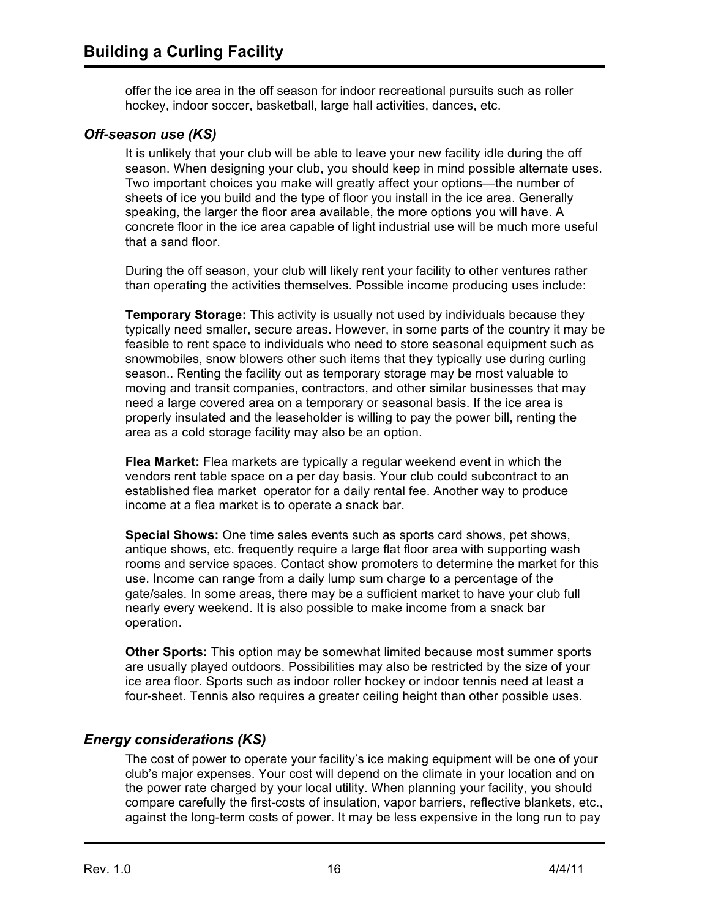offer the ice area in the off season for indoor recreational pursuits such as roller hockey, indoor soccer, basketball, large hall activities, dances, etc.

### *Off-season use (KS)*

It is unlikely that your club will be able to leave your new facility idle during the off season. When designing your club, you should keep in mind possible alternate uses. Two important choices you make will greatly affect your options—the number of sheets of ice you build and the type of floor you install in the ice area. Generally speaking, the larger the floor area available, the more options you will have. A concrete floor in the ice area capable of light industrial use will be much more useful that a sand floor.

During the off season, your club will likely rent your facility to other ventures rather than operating the activities themselves. Possible income producing uses include:

**Temporary Storage:** This activity is usually not used by individuals because they typically need smaller, secure areas. However, in some parts of the country it may be feasible to rent space to individuals who need to store seasonal equipment such as snowmobiles, snow blowers other such items that they typically use during curling season.. Renting the facility out as temporary storage may be most valuable to moving and transit companies, contractors, and other similar businesses that may need a large covered area on a temporary or seasonal basis. If the ice area is properly insulated and the leaseholder is willing to pay the power bill, renting the area as a cold storage facility may also be an option.

**Flea Market:** Flea markets are typically a regular weekend event in which the vendors rent table space on a per day basis. Your club could subcontract to an established flea market operator for a daily rental fee. Another way to produce income at a flea market is to operate a snack bar.

**Special Shows:** One time sales events such as sports card shows, pet shows, antique shows, etc. frequently require a large flat floor area with supporting wash rooms and service spaces. Contact show promoters to determine the market for this use. Income can range from a daily lump sum charge to a percentage of the gate/sales. In some areas, there may be a sufficient market to have your club full nearly every weekend. It is also possible to make income from a snack bar operation.

**Other Sports:** This option may be somewhat limited because most summer sports are usually played outdoors. Possibilities may also be restricted by the size of your ice area floor. Sports such as indoor roller hockey or indoor tennis need at least a four-sheet. Tennis also requires a greater ceiling height than other possible uses.

### *Energy considerations (KS)*

The cost of power to operate your facility's ice making equipment will be one of your club's major expenses. Your cost will depend on the climate in your location and on the power rate charged by your local utility. When planning your facility, you should compare carefully the first-costs of insulation, vapor barriers, reflective blankets, etc., against the long-term costs of power. It may be less expensive in the long run to pay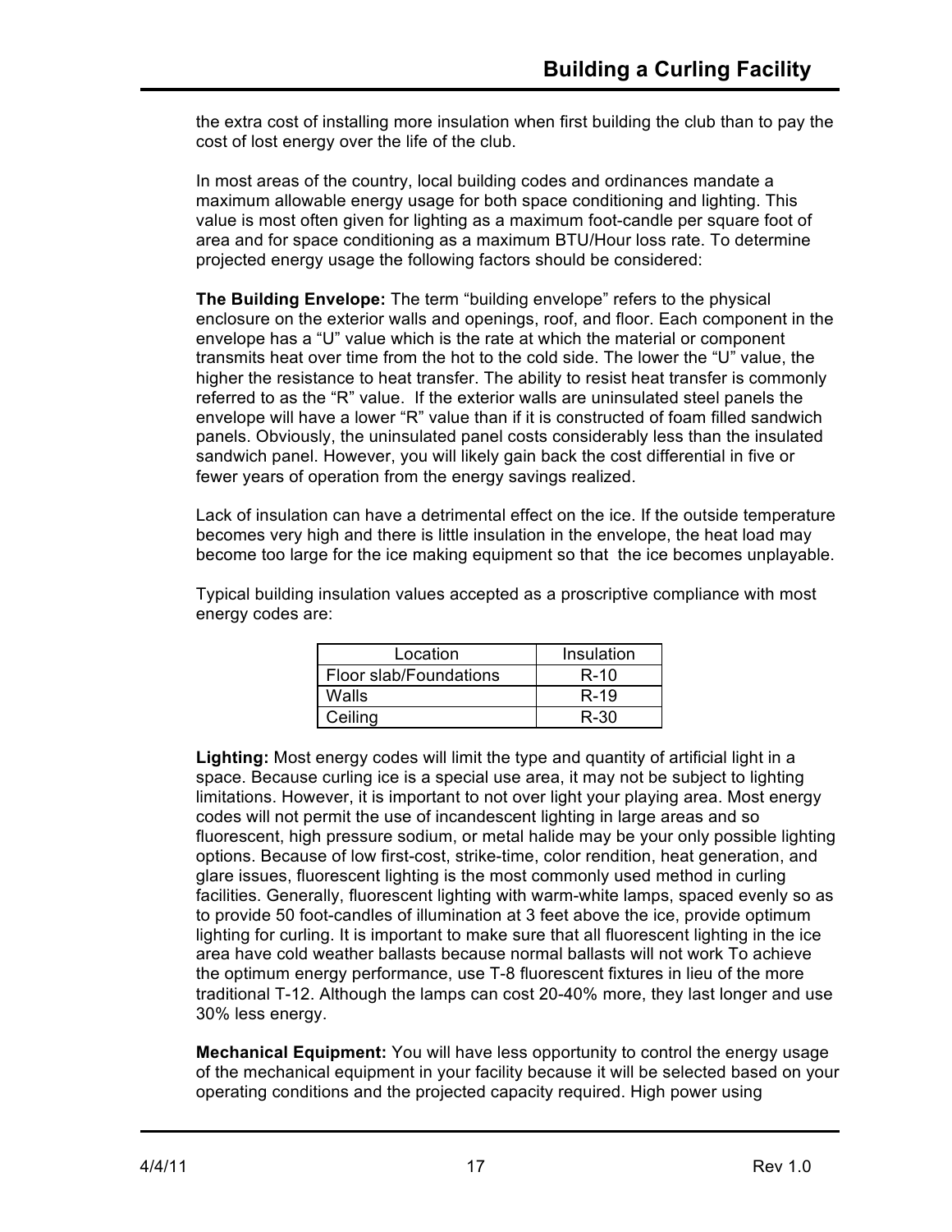the extra cost of installing more insulation when first building the club than to pay the cost of lost energy over the life of the club.

In most areas of the country, local building codes and ordinances mandate a maximum allowable energy usage for both space conditioning and lighting. This value is most often given for lighting as a maximum foot-candle per square foot of area and for space conditioning as a maximum BTU/Hour loss rate. To determine projected energy usage the following factors should be considered:

**The Building Envelope:** The term "building envelope" refers to the physical enclosure on the exterior walls and openings, roof, and floor. Each component in the envelope has a "U" value which is the rate at which the material or component transmits heat over time from the hot to the cold side. The lower the "U" value, the higher the resistance to heat transfer. The ability to resist heat transfer is commonly referred to as the "R" value. If the exterior walls are uninsulated steel panels the envelope will have a lower "R" value than if it is constructed of foam filled sandwich panels. Obviously, the uninsulated panel costs considerably less than the insulated sandwich panel. However, you will likely gain back the cost differential in five or fewer years of operation from the energy savings realized.

Lack of insulation can have a detrimental effect on the ice. If the outside temperature becomes very high and there is little insulation in the envelope, the heat load may become too large for the ice making equipment so that the ice becomes unplayable.

Typical building insulation values accepted as a proscriptive compliance with most energy codes are:

| Location | Insulation |
|---|---|
| Floor slab/Foundations | R-10 |
| Walls | R-19 |
| Ceiling | R-30 |

**Lighting:** Most energy codes will limit the type and quantity of artificial light in a space. Because curling ice is a special use area, it may not be subject to lighting limitations. However, it is important to not over light your playing area. Most energy codes will not permit the use of incandescent lighting in large areas and so fluorescent, high pressure sodium, or metal halide may be your only possible lighting options. Because of low first-cost, strike-time, color rendition, heat generation, and glare issues, fluorescent lighting is the most commonly used method in curling facilities. Generally, fluorescent lighting with warm-white lamps, spaced evenly so as to provide 50 foot-candles of illumination at 3 feet above the ice, provide optimum lighting for curling. It is important to make sure that all fluorescent lighting in the ice area have cold weather ballasts because normal ballasts will not work To achieve the optimum energy performance, use T-8 fluorescent fixtures in lieu of the more traditional T-12. Although the lamps can cost 20-40% more, they last longer and use 30% less energy.

**Mechanical Equipment:** You will have less opportunity to control the energy usage of the mechanical equipment in your facility because it will be selected based on your operating conditions and the projected capacity required. High power using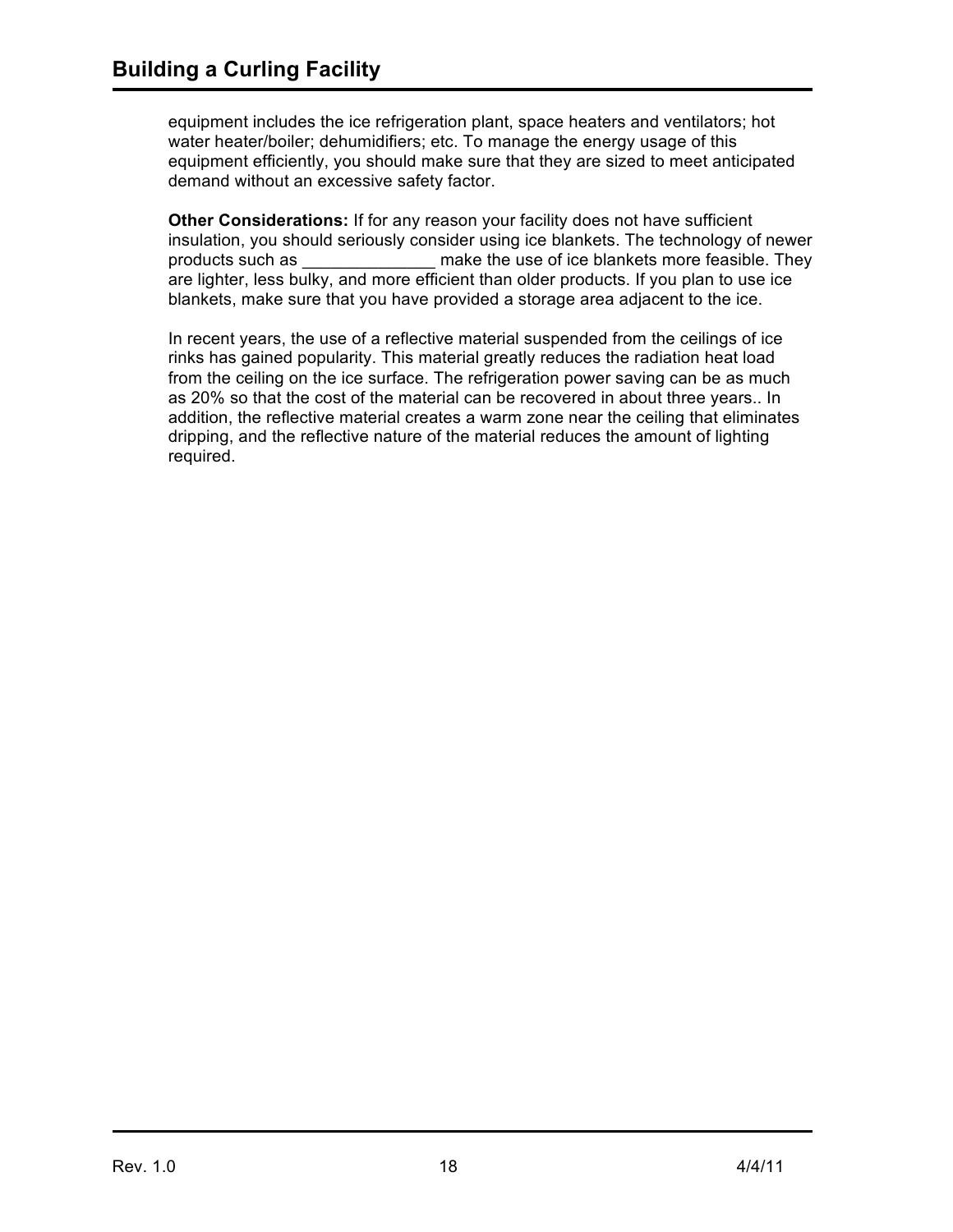equipment includes the ice refrigeration plant, space heaters and ventilators; hot water heater/boiler; dehumidifiers; etc. To manage the energy usage of this equipment efficiently, you should make sure that they are sized to meet anticipated demand without an excessive safety factor.

**Other Considerations:** If for any reason your facility does not have sufficient insulation, you should seriously consider using ice blankets. The technology of newer products such as ______________ make the use of ice blankets more feasible. They are lighter, less bulky, and more efficient than older products. If you plan to use ice blankets, make sure that you have provided a storage area adjacent to the ice.

In recent years, the use of a reflective material suspended from the ceilings of ice rinks has gained popularity. This material greatly reduces the radiation heat load from the ceiling on the ice surface. The refrigeration power saving can be as much as 20% so that the cost of the material can be recovered in about three years.. In addition, the reflective material creates a warm zone near the ceiling that eliminates dripping, and the reflective nature of the material reduces the amount of lighting required.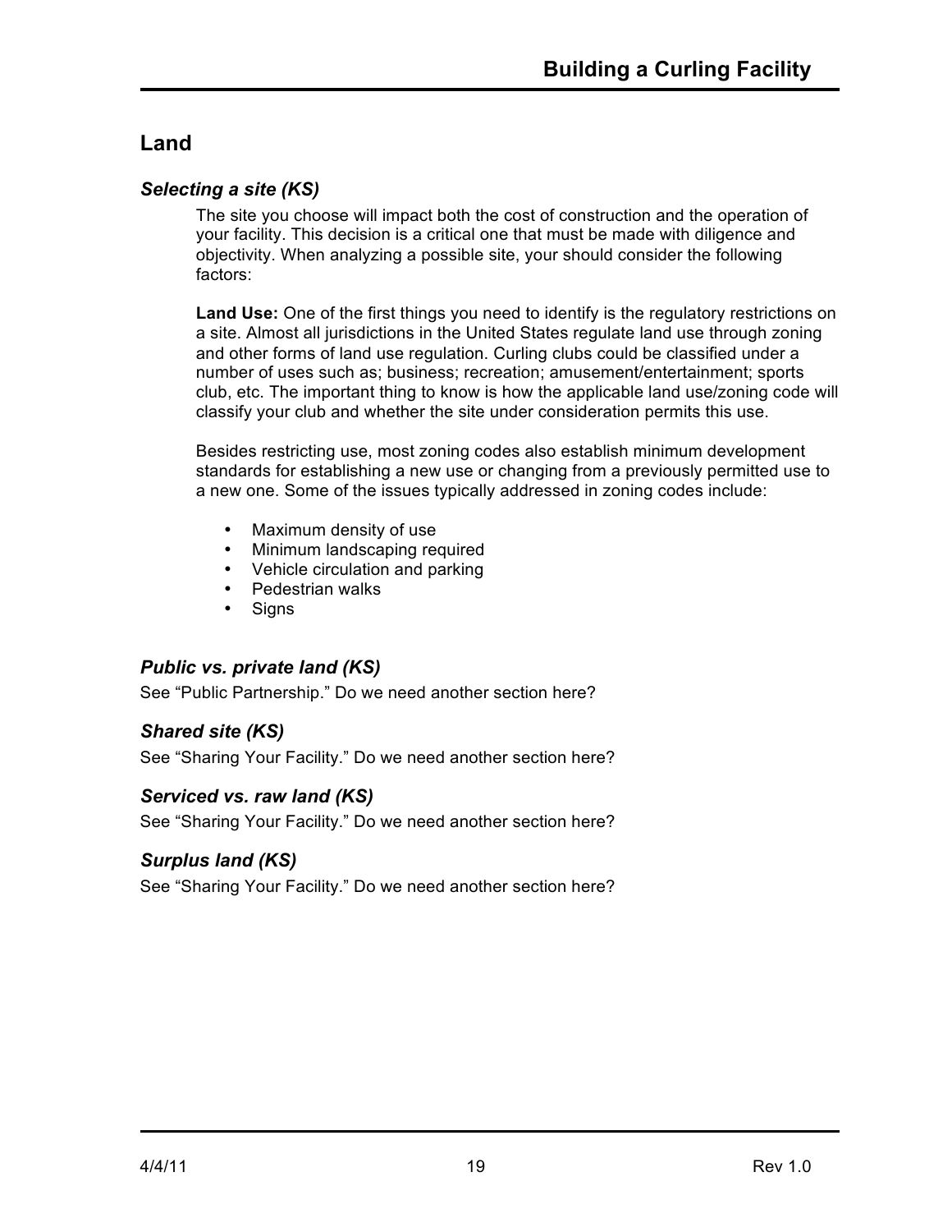## Land

### *Selecting a site (KS)*

The site you choose will impact both the cost of construction and the operation of your facility. This decision is a critical one that must be made with diligence and objectivity. When analyzing a possible site, your should consider the following factors:

**Land Use:** One of the first things you need to identify is the regulatory restrictions on a site. Almost all jurisdictions in the United States regulate land use through zoning and other forms of land use regulation. Curling clubs could be classified under a number of uses such as; business; recreation; amusement/entertainment; sports club, etc. The important thing to know is how the applicable land use/zoning code will classify your club and whether the site under consideration permits this use.

Besides restricting use, most zoning codes also establish minimum development standards for establishing a new use or changing from a previously permitted use to a new one. Some of the issues typically addressed in zoning codes include:

- Maximum density of use
- Minimum landscaping required
- Vehicle circulation and parking
- Pedestrian walks
- Signs

### *Public vs. private land (KS)*

See "Public Partnership." Do we need another section here?

### *Shared site (KS)*

See "Sharing Your Facility." Do we need another section here?

### *Serviced vs. raw land (KS)*

See "Sharing Your Facility." Do we need another section here?

### *Surplus land (KS)*

See "Sharing Your Facility." Do we need another section here?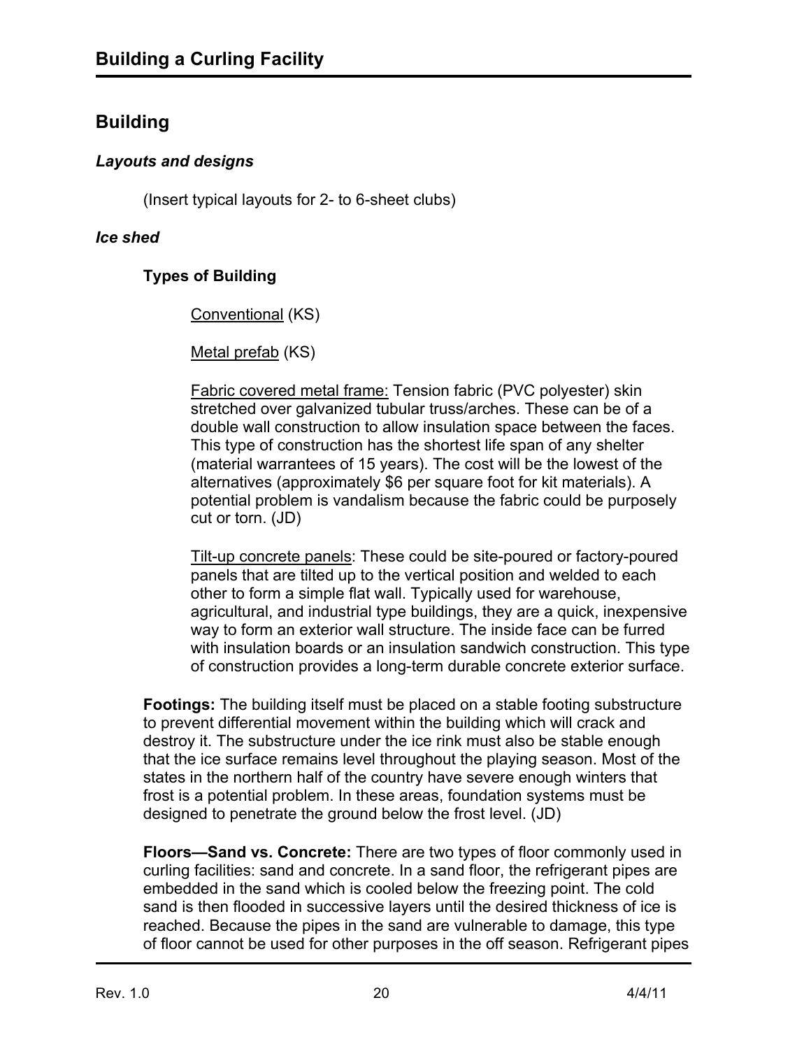## Building

### *Layouts and designs*

(Insert typical layouts for 2- to 6-sheet clubs)

### *Ice shed*

#### Types of Building

Conventional (KS)

Metal prefab (KS)

Fabric covered metal frame: Tension fabric (PVC polyester) skin stretched over galvanized tubular truss/arches. These can be of a double wall construction to allow insulation space between the faces. This type of construction has the shortest life span of any shelter (material warrantees of 15 years). The cost will be the lowest of the alternatives (approximately $6 per square foot for kit materials). A potential problem is vandalism because the fabric could be purposely cut or torn. (JD)

Tilt-up concrete panels: These could be site-poured or factory-poured panels that are tilted up to the vertical position and welded to each other to form a simple flat wall. Typically used for warehouse, agricultural, and industrial type buildings, they are a quick, inexpensive way to form an exterior wall structure. The inside face can be furred with insulation boards or an insulation sandwich construction. This type of construction provides a long-term durable concrete exterior surface.

**Footings:** The building itself must be placed on a stable footing substructure to prevent differential movement within the building which will crack and destroy it. The substructure under the ice rink must also be stable enough that the ice surface remains level throughout the playing season. Most of the states in the northern half of the country have severe enough winters that frost is a potential problem. In these areas, foundation systems must be designed to penetrate the ground below the frost level. (JD)

**Floors—Sand vs. Concrete:** There are two types of floor commonly used in curling facilities: sand and concrete. In a sand floor, the refrigerant pipes are embedded in the sand which is cooled below the freezing point. The cold sand is then flooded in successive layers until the desired thickness of ice is reached. Because the pipes in the sand are vulnerable to damage, this type of floor cannot be used for other purposes in the off season. Refrigerant pipes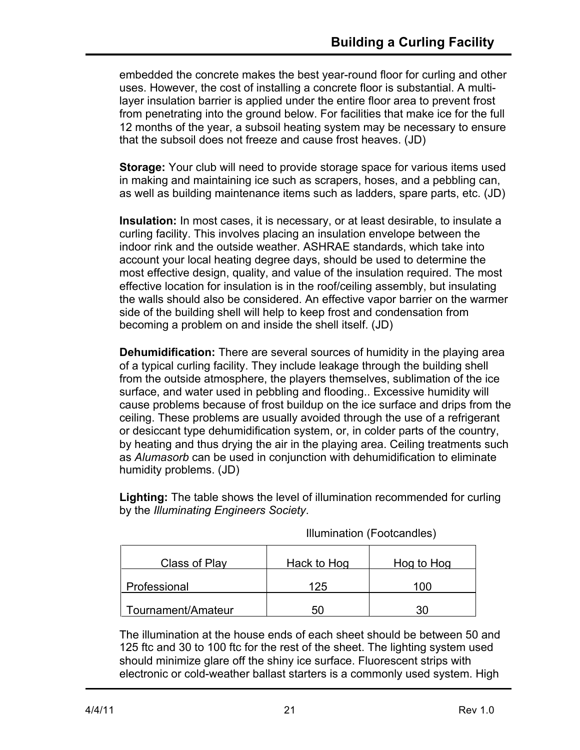embedded the concrete makes the best year-round floor for curling and other uses. However, the cost of installing a concrete floor is substantial. A multi-layer insulation barrier is applied under the entire floor area to prevent frost from penetrating into the ground below. For facilities that make ice for the full 12 months of the year, a subsoil heating system may be necessary to ensure that the subsoil does not freeze and cause frost heaves. (JD)

**Storage:** Your club will need to provide storage space for various items used in making and maintaining ice such as scrapers, hoses, and a pebbling can, as well as building maintenance items such as ladders, spare parts, etc. (JD)

**Insulation:** In most cases, it is necessary, or at least desirable, to insulate a curling facility. This involves placing an insulation envelope between the indoor rink and the outside weather. ASHRAE standards, which take into account your local heating degree days, should be used to determine the most effective design, quality, and value of the insulation required. The most effective location for insulation is in the roof/ceiling assembly, but insulating the walls should also be considered. An effective vapor barrier on the warmer side of the building shell will help to keep frost and condensation from becoming a problem on and inside the shell itself. (JD)

**Dehumidification:** There are several sources of humidity in the playing area of a typical curling facility. They include leakage through the building shell from the outside atmosphere, the players themselves, sublimation of the ice surface, and water used in pebbling and flooding.. Excessive humidity will cause problems because of frost buildup on the ice surface and drips from the ceiling. These problems are usually avoided through the use of a refrigerant or desiccant type dehumidification system, or, in colder parts of the country, by heating and thus drying the air in the playing area. Ceiling treatments such as *Alumasorb* can be used in conjunction with dehumidification to eliminate humidity problems. (JD)

**Lighting:** The table shows the level of illumination recommended for curling by the *Illuminating Engineers Society*.

| | Illumination (Footcandles) | |
|---|---|---|
| Class of Play | Hack to Hog | Hog to Hog |
| Professional | 125 | 100 |
| Tournament/Amateur | 50 | 30 |

The illumination at the house ends of each sheet should be between 50 and 125 ftc and 30 to 100 ftc for the rest of the sheet. The lighting system used should minimize glare off the shiny ice surface. Fluorescent strips with electronic or cold-weather ballast starters is a commonly used system. High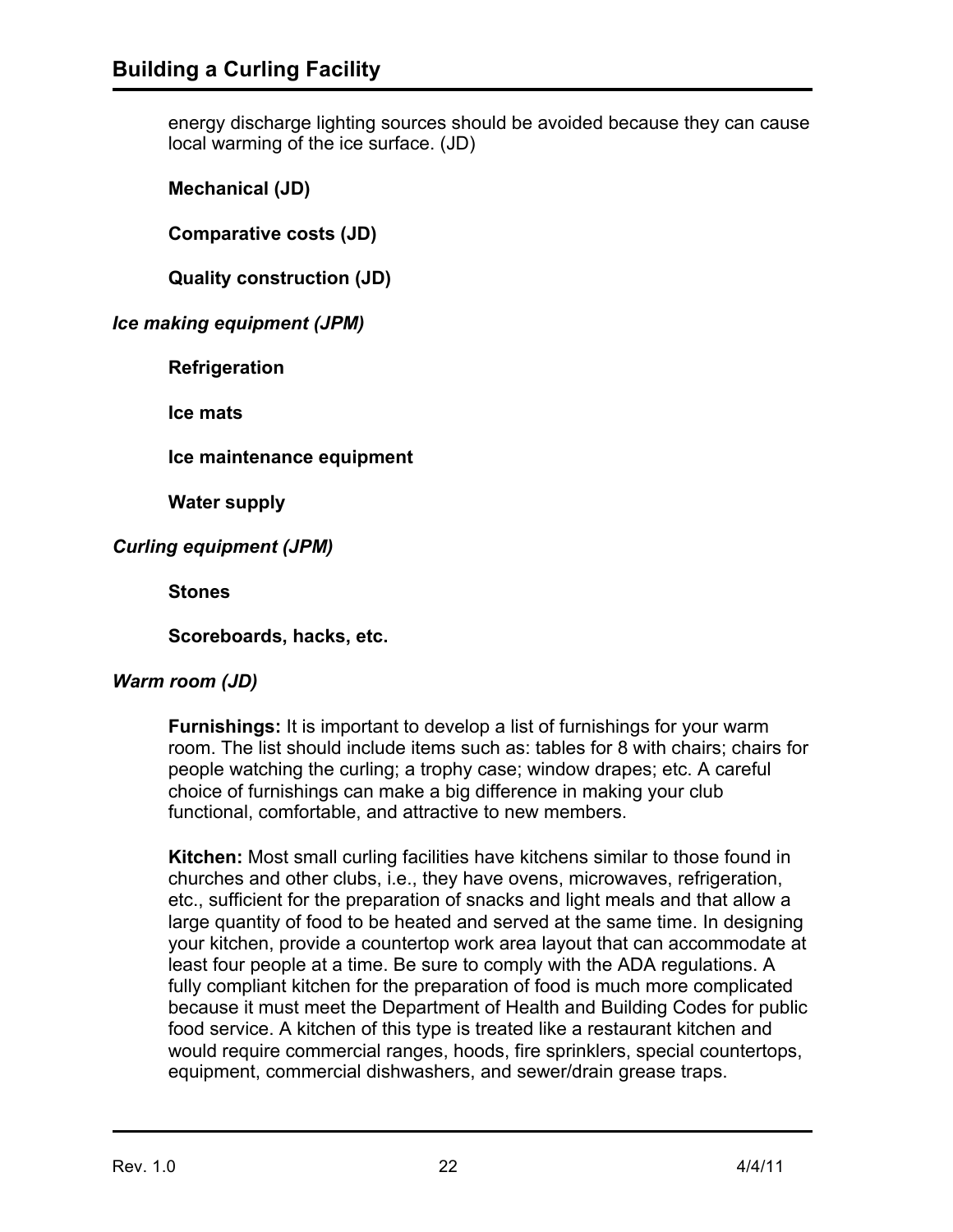energy discharge lighting sources should be avoided because they can cause local warming of the ice surface. (JD)

**Mechanical (JD)**

**Comparative costs (JD)**

**Quality construction (JD)**

### *Ice making equipment (JPM)*

**Refrigeration**

**Ice mats**

**Ice maintenance equipment**

**Water supply**

### *Curling equipment (JPM)*

**Stones**

**Scoreboards, hacks, etc.**

### *Warm room (JD)*

**Furnishings:** It is important to develop a list of furnishings for your warm room. The list should include items such as: tables for 8 with chairs; chairs for people watching the curling; a trophy case; window drapes; etc. A careful choice of furnishings can make a big difference in making your club functional, comfortable, and attractive to new members.

**Kitchen:** Most small curling facilities have kitchens similar to those found in churches and other clubs, i.e., they have ovens, microwaves, refrigeration, etc., sufficient for the preparation of snacks and light meals and that allow a large quantity of food to be heated and served at the same time. In designing your kitchen, provide a countertop work area layout that can accommodate at least four people at a time. Be sure to comply with the ADA regulations. A fully compliant kitchen for the preparation of food is much more complicated because it must meet the Department of Health and Building Codes for public food service. A kitchen of this type is treated like a restaurant kitchen and would require commercial ranges, hoods, fire sprinklers, special countertops, equipment, commercial dishwashers, and sewer/drain grease traps.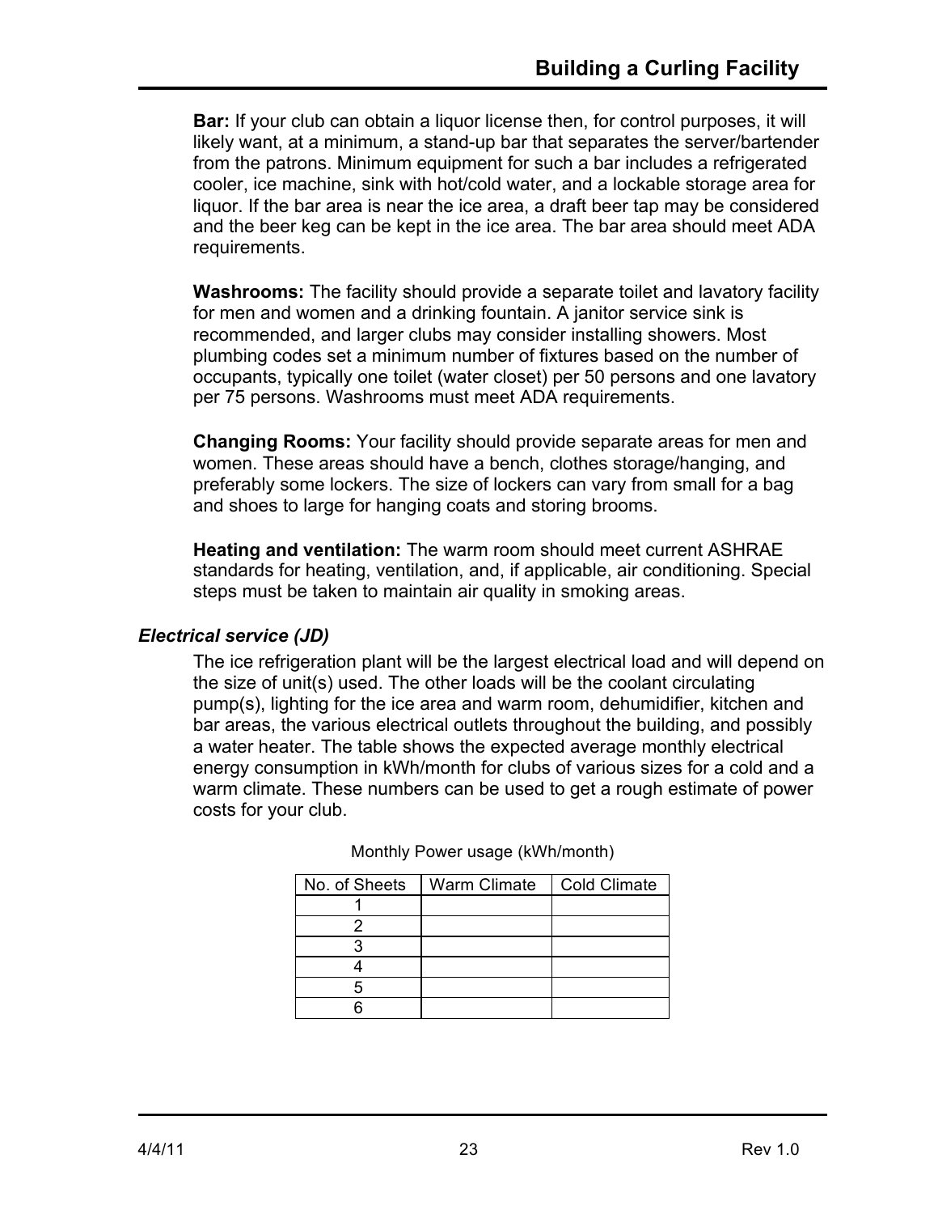**Bar:** If your club can obtain a liquor license then, for control purposes, it will likely want, at a minimum, a stand-up bar that separates the server/bartender from the patrons. Minimum equipment for such a bar includes a refrigerated cooler, ice machine, sink with hot/cold water, and a lockable storage area for liquor. If the bar area is near the ice area, a draft beer tap may be considered and the beer keg can be kept in the ice area. The bar area should meet ADA requirements.

**Washrooms:** The facility should provide a separate toilet and lavatory facility for men and women and a drinking fountain. A janitor service sink is recommended, and larger clubs may consider installing showers. Most plumbing codes set a minimum number of fixtures based on the number of occupants, typically one toilet (water closet) per 50 persons and one lavatory per 75 persons. Washrooms must meet ADA requirements.

**Changing Rooms:** Your facility should provide separate areas for men and women. These areas should have a bench, clothes storage/hanging, and preferably some lockers. The size of lockers can vary from small for a bag and shoes to large for hanging coats and storing brooms.

**Heating and ventilation:** The warm room should meet current ASHRAE standards for heating, ventilation, and, if applicable, air conditioning. Special steps must be taken to maintain air quality in smoking areas.

### *Electrical service (JD)*

The ice refrigeration plant will be the largest electrical load and will depend on the size of unit(s) used. The other loads will be the coolant circulating pump(s), lighting for the ice area and warm room, dehumidifier, kitchen and bar areas, the various electrical outlets throughout the building, and possibly a water heater. The table shows the expected average monthly electrical energy consumption in kWh/month for clubs of various sizes for a cold and a warm climate. These numbers can be used to get a rough estimate of power costs for your club.

Monthly Power usage (kWh/month)

| No. of Sheets | Warm Climate | Cold Climate |
|---|---|---|
| 1 | | |
| 2 | | |
| 3 | | |
| 4 | | |
| 5 | | |
| 6 | | |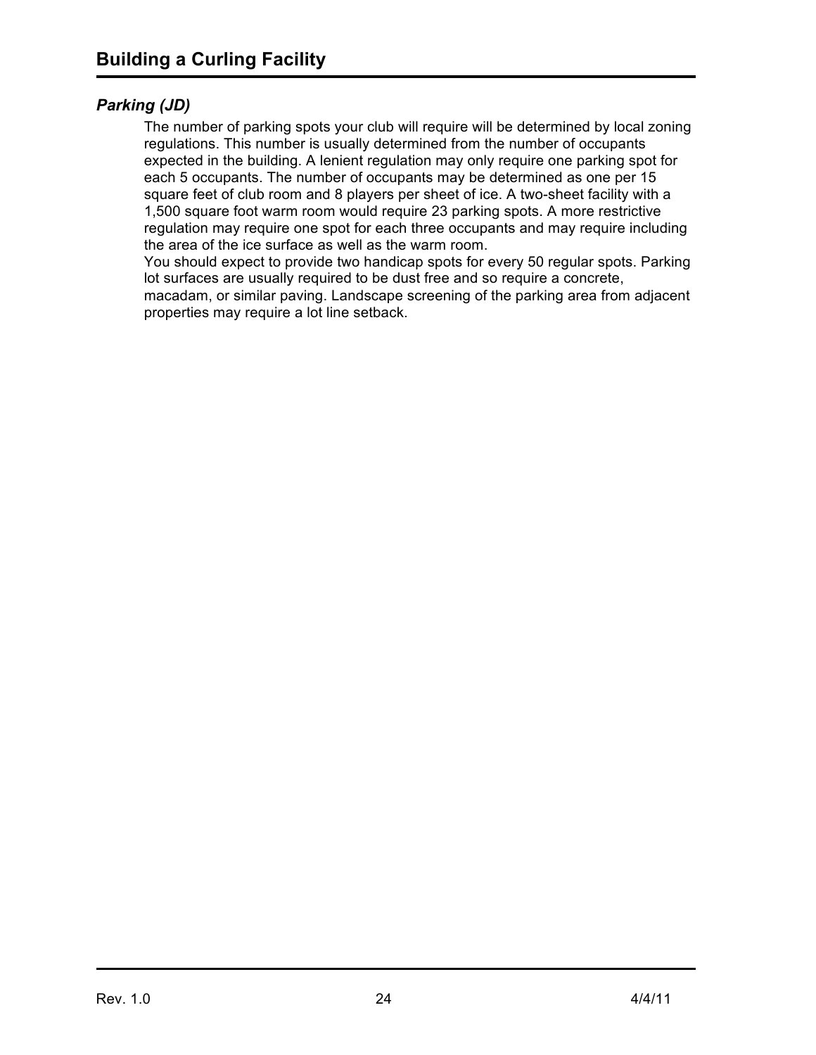### *Parking (JD)*

The number of parking spots your club will require will be determined by local zoning regulations. This number is usually determined from the number of occupants expected in the building. A lenient regulation may only require one parking spot for each 5 occupants. The number of occupants may be determined as one per 15 square feet of club room and 8 players per sheet of ice. A two-sheet facility with a 1,500 square foot warm room would require 23 parking spots. A more restrictive regulation may require one spot for each three occupants and may require including the area of the ice surface as well as the warm room.

You should expect to provide two handicap spots for every 50 regular spots. Parking lot surfaces are usually required to be dust free and so require a concrete, macadam, or similar paving. Landscape screening of the parking area from adjacent properties may require a lot line setback.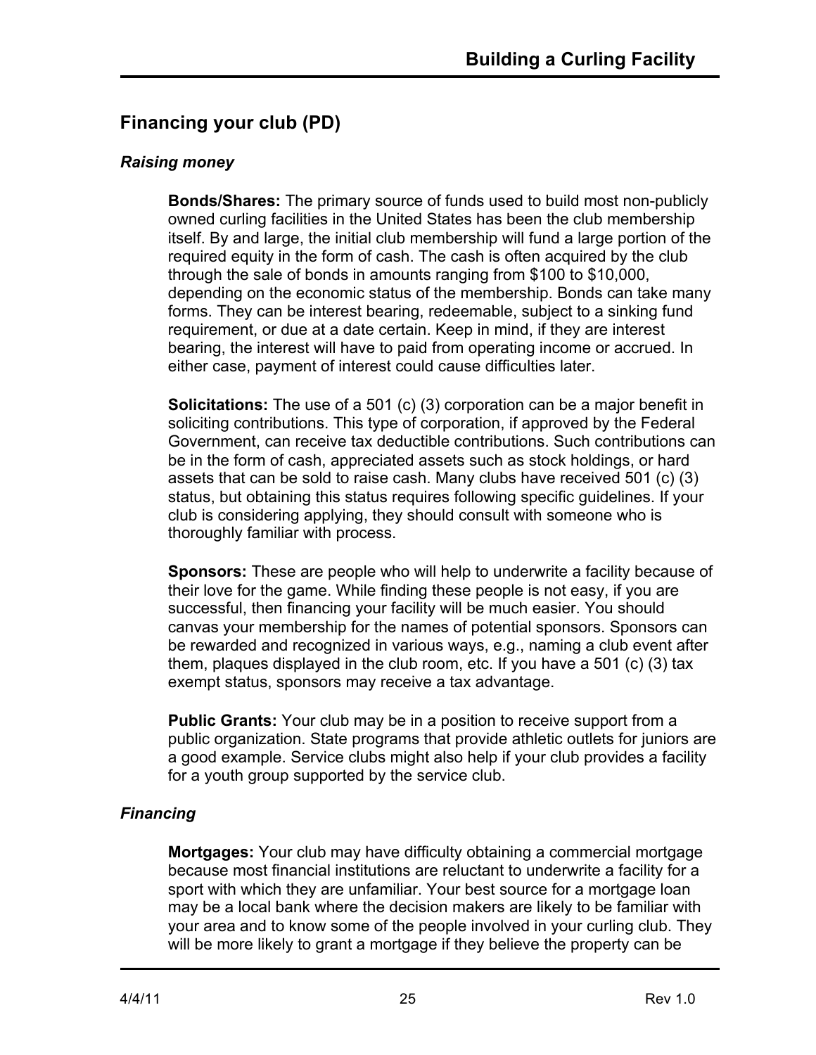## Financing your club (PD)

### *Raising money*

**Bonds/Shares:** The primary source of funds used to build most non-publicly owned curling facilities in the United States has been the club membership itself. By and large, the initial club membership will fund a large portion of the required equity in the form of cash. The cash is often acquired by the club through the sale of bonds in amounts ranging from $100 to $10,000, depending on the economic status of the membership. Bonds can take many forms. They can be interest bearing, redeemable, subject to a sinking fund requirement, or due at a date certain. Keep in mind, if they are interest bearing, the interest will have to paid from operating income or accrued. In either case, payment of interest could cause difficulties later.

**Solicitations:** The use of a 501 (c) (3) corporation can be a major benefit in soliciting contributions. This type of corporation, if approved by the Federal Government, can receive tax deductible contributions. Such contributions can be in the form of cash, appreciated assets such as stock holdings, or hard assets that can be sold to raise cash. Many clubs have received 501 (c) (3) status, but obtaining this status requires following specific guidelines. If your club is considering applying, they should consult with someone who is thoroughly familiar with process.

**Sponsors:** These are people who will help to underwrite a facility because of their love for the game. While finding these people is not easy, if you are successful, then financing your facility will be much easier. You should canvas your membership for the names of potential sponsors. Sponsors can be rewarded and recognized in various ways, e.g., naming a club event after them, plaques displayed in the club room, etc. If you have a 501 (c) (3) tax exempt status, sponsors may receive a tax advantage.

**Public Grants:** Your club may be in a position to receive support from a public organization. State programs that provide athletic outlets for juniors are a good example. Service clubs might also help if your club provides a facility for a youth group supported by the service club.

### *Financing*

**Mortgages:** Your club may have difficulty obtaining a commercial mortgage because most financial institutions are reluctant to underwrite a facility for a sport with which they are unfamiliar. Your best source for a mortgage loan may be a local bank where the decision makers are likely to be familiar with your area and to know some of the people involved in your curling club. They will be more likely to grant a mortgage if they believe the property can be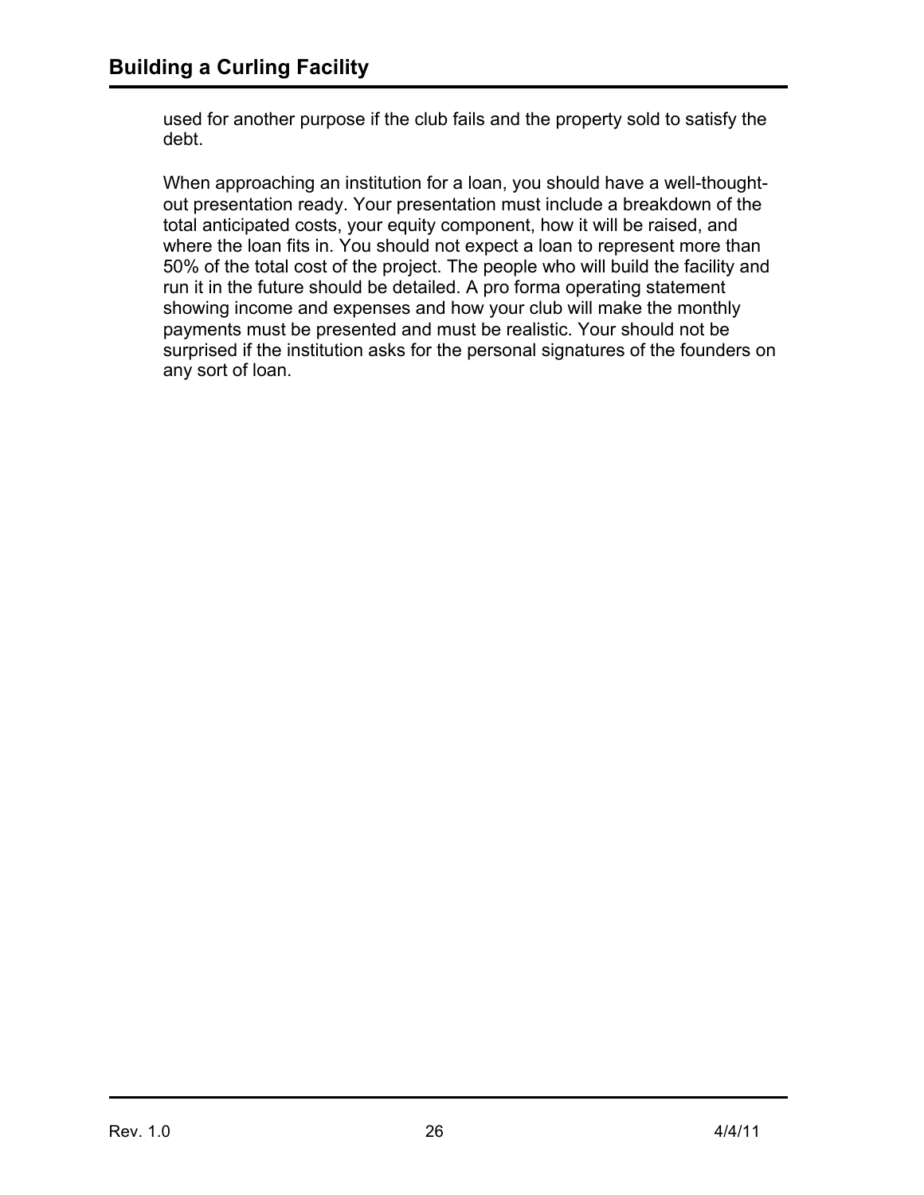used for another purpose if the club fails and the property sold to satisfy the debt.

When approaching an institution for a loan, you should have a well-thought-out presentation ready. Your presentation must include a breakdown of the total anticipated costs, your equity component, how it will be raised, and where the loan fits in. You should not expect a loan to represent more than 50% of the total cost of the project. The people who will build the facility and run it in the future should be detailed. A pro forma operating statement showing income and expenses and how your club will make the monthly payments must be presented and must be realistic. Your should not be surprised if the institution asks for the personal signatures of the founders on any sort of loan.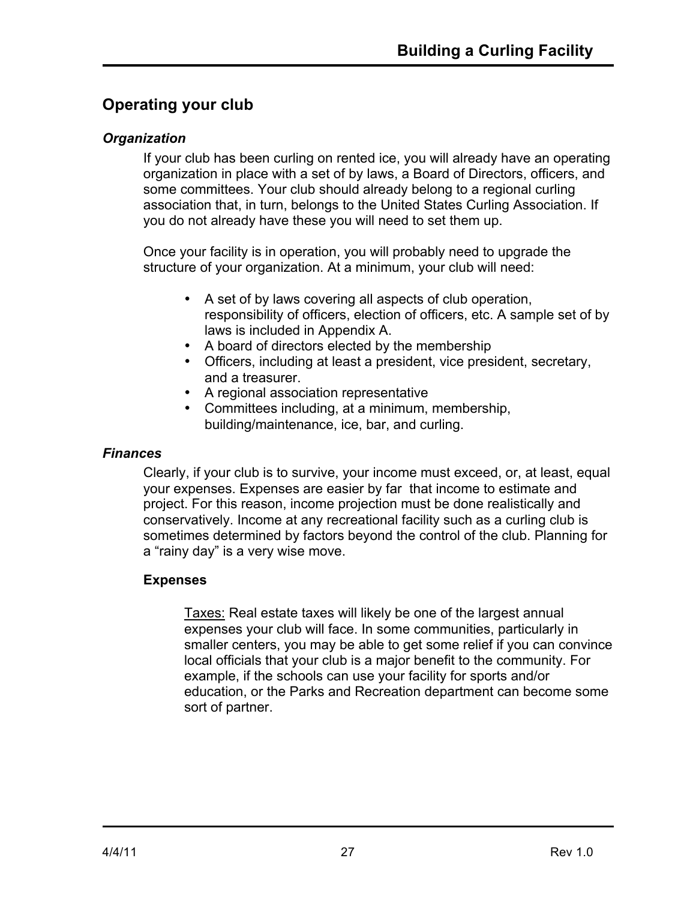## Operating your club

### *Organization*

If your club has been curling on rented ice, you will already have an operating organization in place with a set of by laws, a Board of Directors, officers, and some committees. Your club should already belong to a regional curling association that, in turn, belongs to the United States Curling Association. If you do not already have these you will need to set them up.

Once your facility is in operation, you will probably need to upgrade the structure of your organization. At a minimum, your club will need:

- A set of by laws covering all aspects of club operation, responsibility of officers, election of officers, etc. A sample set of by laws is included in Appendix A.
- A board of directors elected by the membership
- Officers, including at least a president, vice president, secretary, and a treasurer.
- A regional association representative
- Committees including, at a minimum, membership, building/maintenance, ice, bar, and curling.

### *Finances*

Clearly, if your club is to survive, your income must exceed, or, at least, equal your expenses. Expenses are easier by far that income to estimate and project. For this reason, income projection must be done realistically and conservatively. Income at any recreational facility such as a curling club is sometimes determined by factors beyond the control of the club. Planning for a “rainy day” is a very wise move.

#### Expenses

Taxes: Real estate taxes will likely be one of the largest annual expenses your club will face. In some communities, particularly in smaller centers, you may be able to get some relief if you can convince local officials that your club is a major benefit to the community. For example, if the schools can use your facility for sports and/or education, or the Parks and Recreation department can become some sort of partner.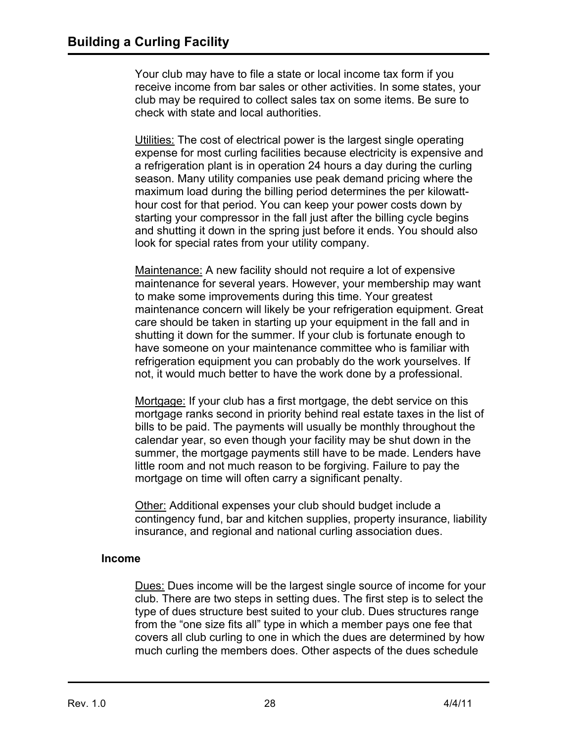Your club may have to file a state or local income tax form if you receive income from bar sales or other activities. In some states, your club may be required to collect sales tax on some items. Be sure to check with state and local authorities.

<u>Utilities:</u> The cost of electrical power is the largest single operating expense for most curling facilities because electricity is expensive and a refrigeration plant is in operation 24 hours a day during the curling season. Many utility companies use peak demand pricing where the maximum load during the billing period determines the per kilowatt-hour cost for that period. You can keep your power costs down by starting your compressor in the fall just after the billing cycle begins and shutting it down in the spring just before it ends. You should also look for special rates from your utility company.

<u>Maintenance:</u> A new facility should not require a lot of expensive maintenance for several years. However, your membership may want to make some improvements during this time. Your greatest maintenance concern will likely be your refrigeration equipment. Great care should be taken in starting up your equipment in the fall and in shutting it down for the summer. If your club is fortunate enough to have someone on your maintenance committee who is familiar with refrigeration equipment you can probably do the work yourselves. If not, it would much better to have the work done by a professional.

<u>Mortgage:</u> If your club has a first mortgage, the debt service on this mortgage ranks second in priority behind real estate taxes in the list of bills to be paid. The payments will usually be monthly throughout the calendar year, so even though your facility may be shut down in the summer, the mortgage payments still have to be made. Lenders have little room and not much reason to be forgiving. Failure to pay the mortgage on time will often carry a significant penalty.

<u>Other:</u> Additional expenses your club should budget include a contingency fund, bar and kitchen supplies, property insurance, liability insurance, and regional and national curling association dues.

### Income

<u>Dues:</u> Dues income will be the largest single source of income for your club. There are two steps in setting dues. The first step is to select the type of dues structure best suited to your club. Dues structures range from the "one size fits all" type in which a member pays one fee that covers all club curling to one in which the dues are determined by how much curling the members does. Other aspects of the dues schedule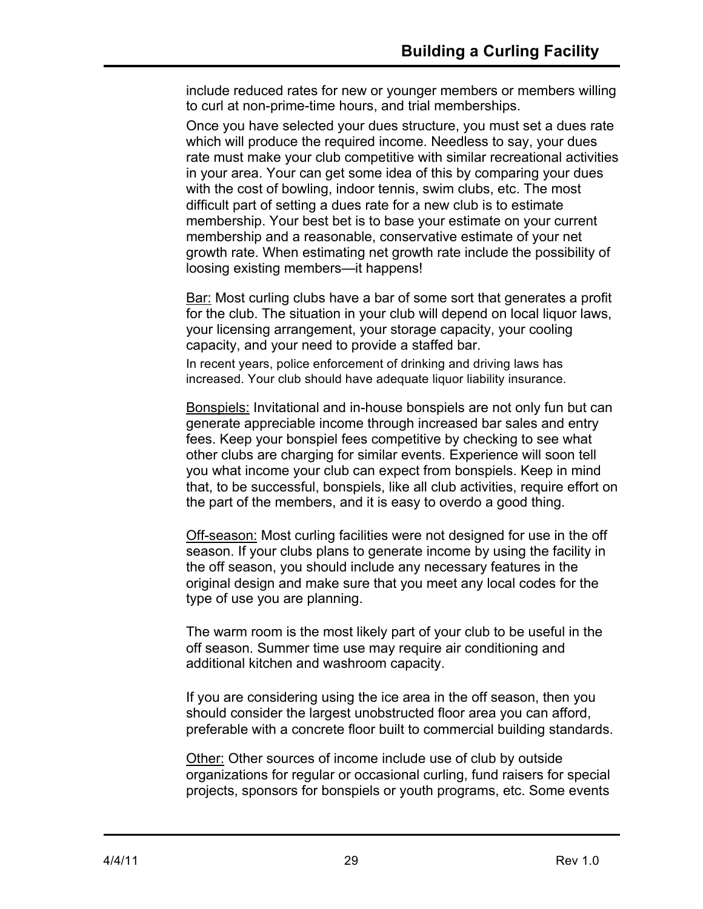include reduced rates for new or younger members or members willing to curl at non-prime-time hours, and trial memberships.

Once you have selected your dues structure, you must set a dues rate which will produce the required income. Needless to say, your dues rate must make your club competitive with similar recreational activities in your area. Your can get some idea of this by comparing your dues with the cost of bowling, indoor tennis, swim clubs, etc. The most difficult part of setting a dues rate for a new club is to estimate membership. Your best bet is to base your estimate on your current membership and a reasonable, conservative estimate of your net growth rate. When estimating net growth rate include the possibility of loosing existing members—it happens!

<u>Bar:</u> Most curling clubs have a bar of some sort that generates a profit for the club. The situation in your club will depend on local liquor laws, your licensing arrangement, your storage capacity, your cooling capacity, and your need to provide a staffed bar.

In recent years, police enforcement of drinking and driving laws has increased. Your club should have adequate liquor liability insurance.

<u>Bonspiels:</u> Invitational and in-house bonspiels are not only fun but can generate appreciable income through increased bar sales and entry fees. Keep your bonspiel fees competitive by checking to see what other clubs are charging for similar events. Experience will soon tell you what income your club can expect from bonspiels. Keep in mind that, to be successful, bonspiels, like all club activities, require effort on the part of the members, and it is easy to overdo a good thing.

<u>Off-season:</u> Most curling facilities were not designed for use in the off season. If your clubs plans to generate income by using the facility in the off season, you should include any necessary features in the original design and make sure that you meet any local codes for the type of use you are planning.

The warm room is the most likely part of your club to be useful in the off season. Summer time use may require air conditioning and additional kitchen and washroom capacity.

If you are considering using the ice area in the off season, then you should consider the largest unobstructed floor area you can afford, preferable with a concrete floor built to commercial building standards.

<u>Other:</u> Other sources of income include use of club by outside organizations for regular or occasional curling, fund raisers for special projects, sponsors for bonspiels or youth programs, etc. Some events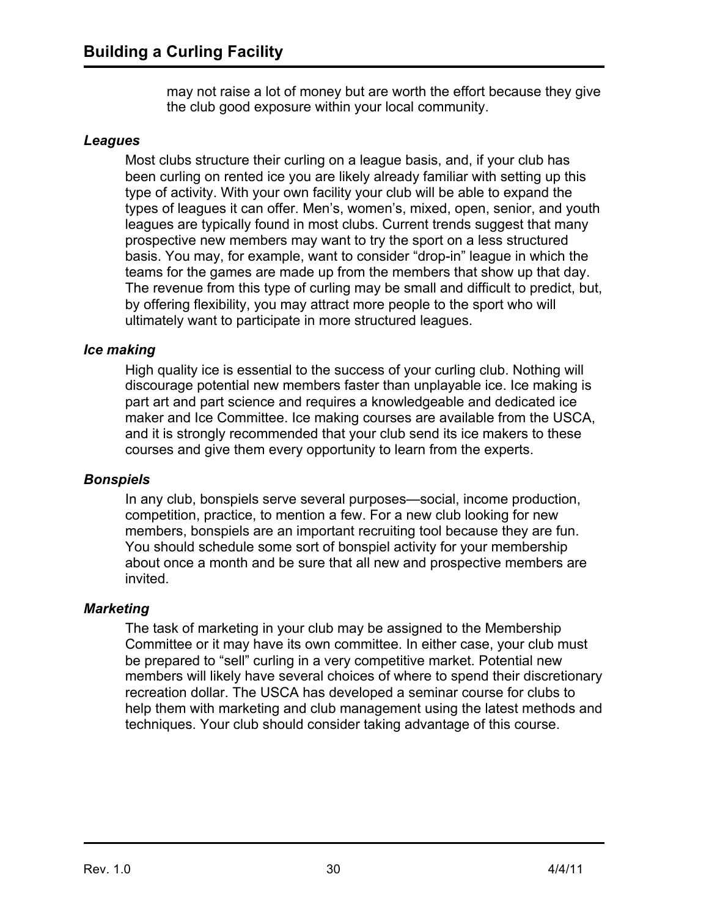may not raise a lot of money but are worth the effort because they give the club good exposure within your local community.

### *Leagues*

Most clubs structure their curling on a league basis, and, if your club has been curling on rented ice you are likely already familiar with setting up this type of activity. With your own facility your club will be able to expand the types of leagues it can offer. Men's, women's, mixed, open, senior, and youth leagues are typically found in most clubs. Current trends suggest that many prospective new members may want to try the sport on a less structured basis. You may, for example, want to consider "drop-in" league in which the teams for the games are made up from the members that show up that day. The revenue from this type of curling may be small and difficult to predict, but, by offering flexibility, you may attract more people to the sport who will ultimately want to participate in more structured leagues.

### *Ice making*

High quality ice is essential to the success of your curling club. Nothing will discourage potential new members faster than unplayable ice. Ice making is part art and part science and requires a knowledgeable and dedicated ice maker and Ice Committee. Ice making courses are available from the USCA, and it is strongly recommended that your club send its ice makers to these courses and give them every opportunity to learn from the experts.

### *Bonspiels*

In any club, bonspiels serve several purposes—social, income production, competition, practice, to mention a few. For a new club looking for new members, bonspiels are an important recruiting tool because they are fun. You should schedule some sort of bonspiel activity for your membership about once a month and be sure that all new and prospective members are invited.

### *Marketing*

The task of marketing in your club may be assigned to the Membership Committee or it may have its own committee. In either case, your club must be prepared to "sell" curling in a very competitive market. Potential new members will likely have several choices of where to spend their discretionary recreation dollar. The USCA has developed a seminar course for clubs to help them with marketing and club management using the latest methods and techniques. Your club should consider taking advantage of this course.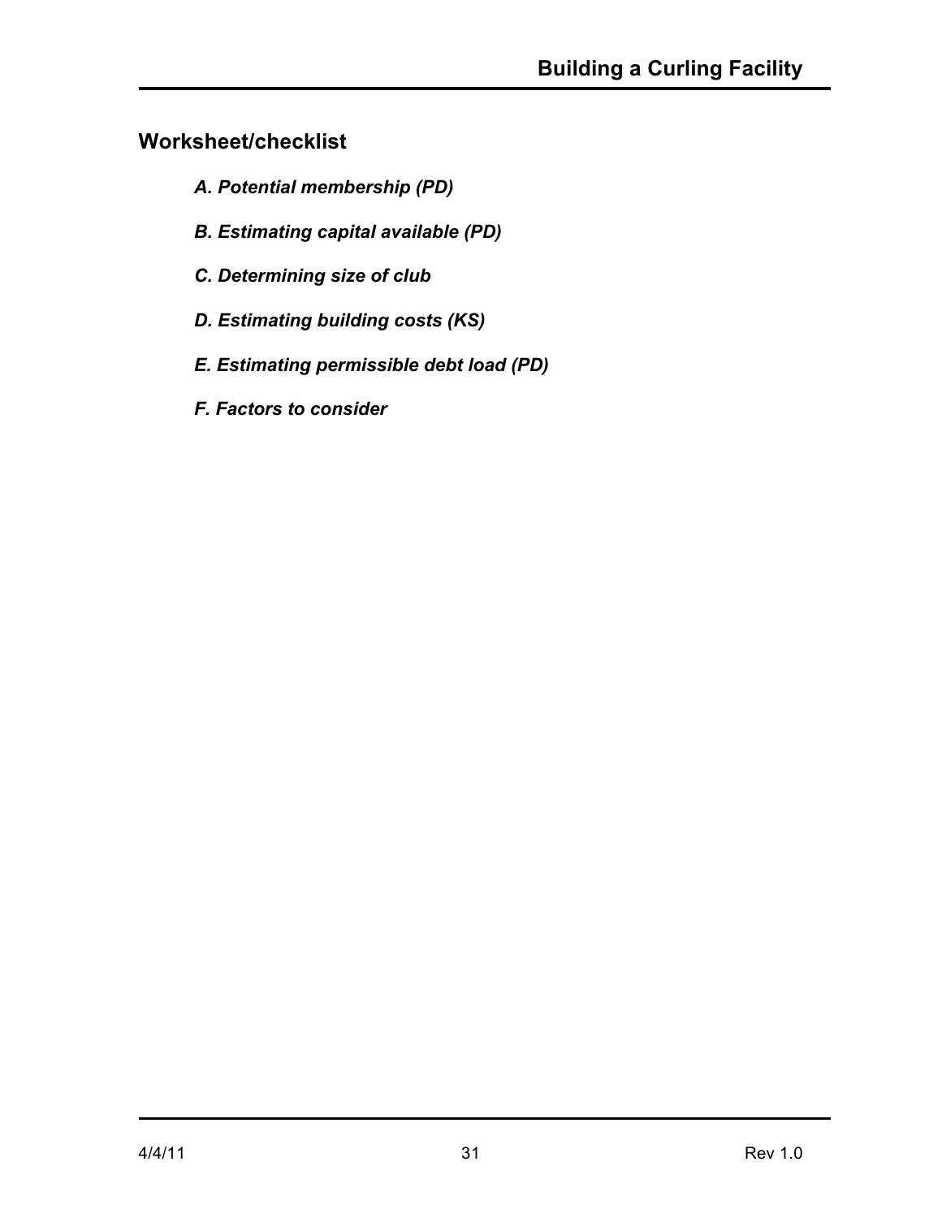## Worksheet/checklist

- ***A. Potential membership (PD)***
- ***B. Estimating capital available (PD)***
- ***C. Determining size of club***
- ***D. Estimating building costs (KS)***
- ***E. Estimating permissible debt load (PD)***
- ***F. Factors to consider***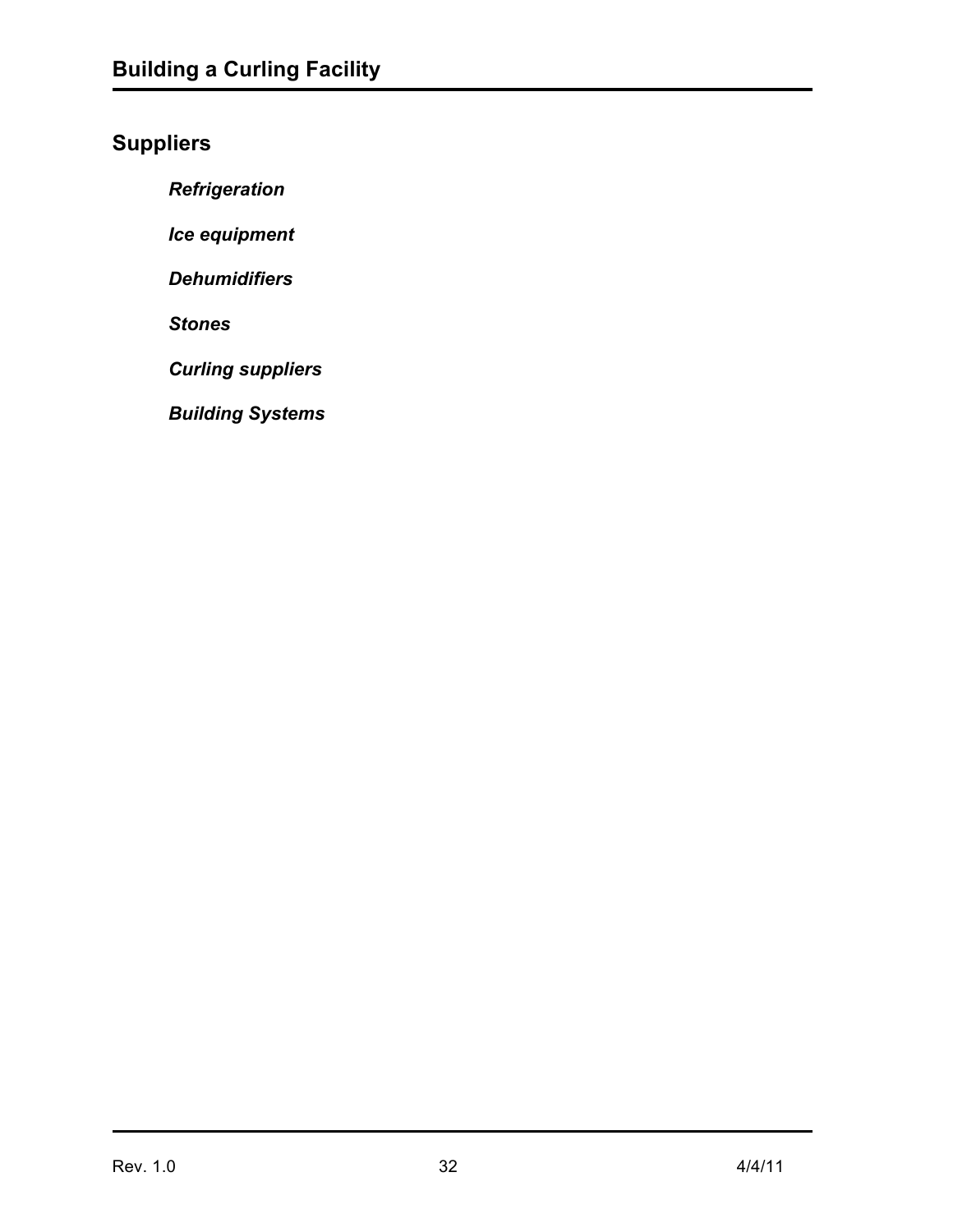## Suppliers

***Refrigeration***

***Ice equipment***

***Dehumidifiers***

***Stones***

***Curling suppliers***

***Building Systems***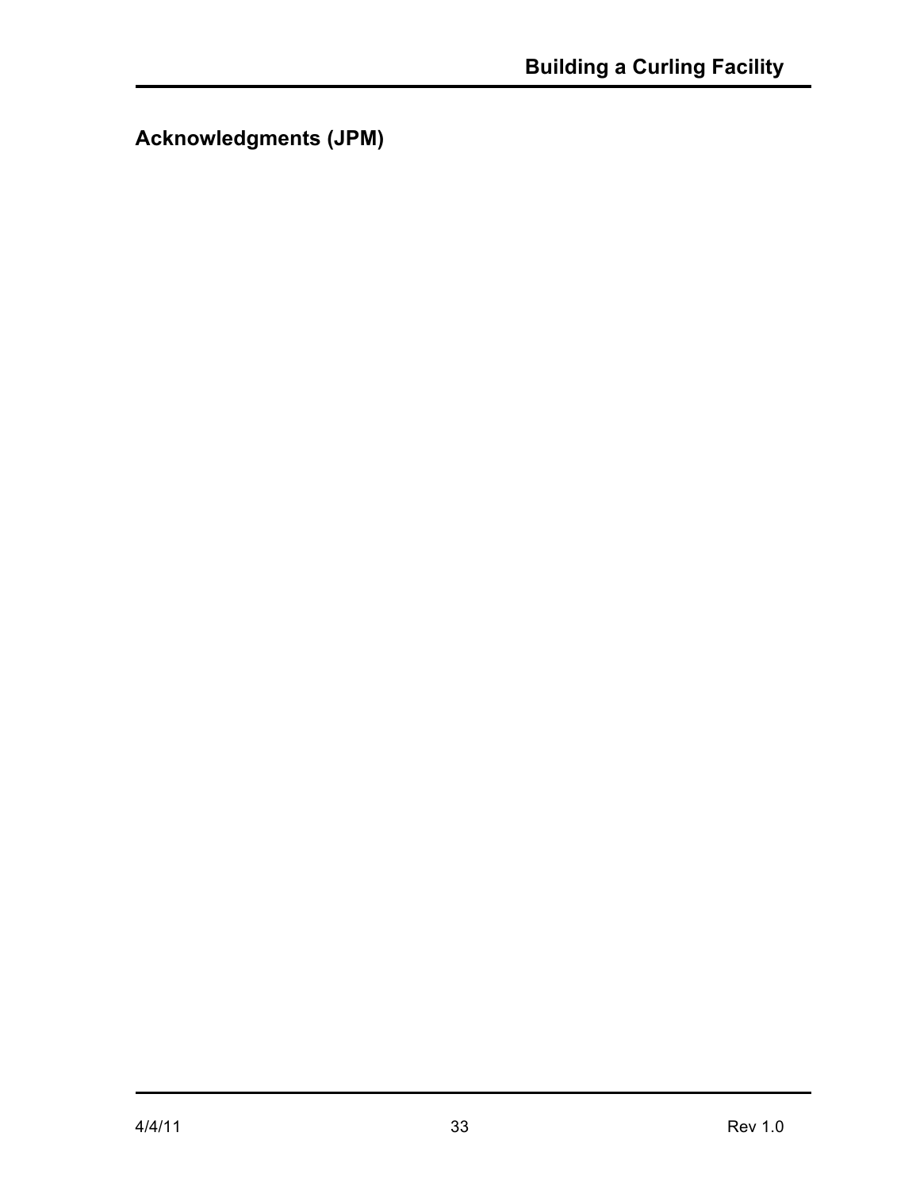## Acknowledgments (JPM)